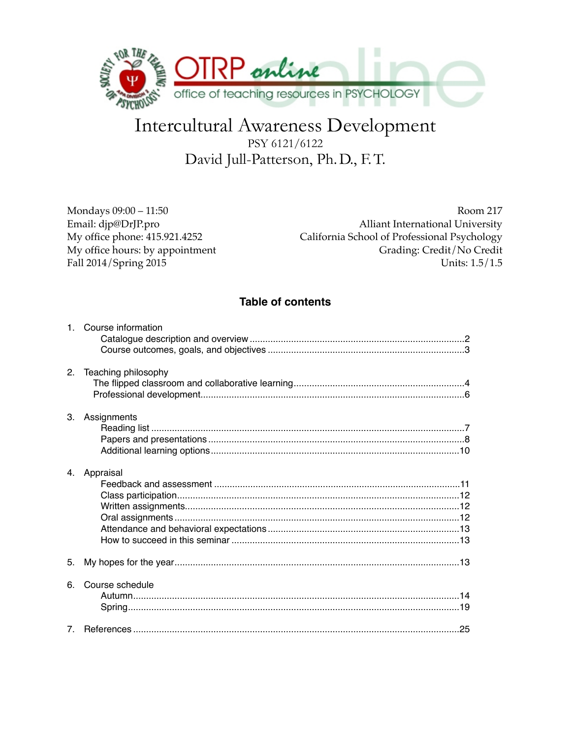# Intercultural Awareness Development

PSY 6121/6122

David Jull-Patterson, Ph. D., F. T.

Mondays 09:00 – 11:50
Email: djp@DrJP.pro
My office phone: 415.921.4252
My office hours: by appointment
Fall 2014/Spring 2015

Room 217
Alliant International University
California School of Professional Psychology
Grading: Credit/No Credit
Units: 1.5/1.5

## Table of contents

1. Course information
   - Catalogue description and overview ........ 2
   - Course outcomes, goals, and objectives ........ 3
2. Teaching philosophy
   - The flipped classroom and collaborative learning ........ 4
   - Professional development ........ 6
3. Assignments
   - Reading list ........ 7
   - Papers and presentations ........ 8
   - Additional learning options ........ 10
4. Appraisal
   - Feedback and assessment ........ 11
   - Class participation ........ 12
   - Written assignments ........ 12
   - Oral assignments ........ 12
   - Attendance and behavioral expectations ........ 13
   - How to succeed in this seminar ........ 13
5. My hopes for the year ........ 13
6. Course schedule
   - Autumn ........ 14
   - Spring ........ 19
7. References ........ 25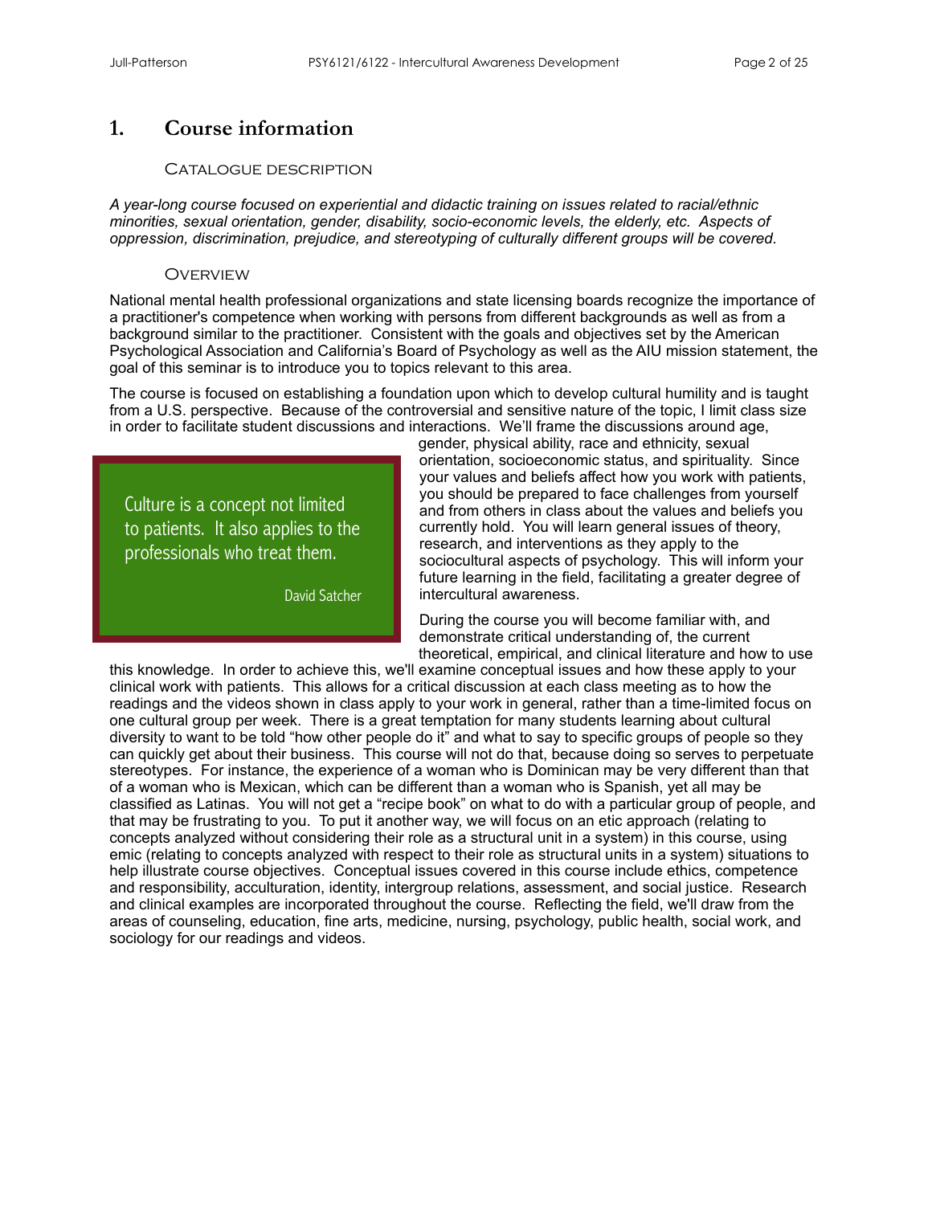## 1. Course information

### Catalogue description

*A year-long course focused on experiential and didactic training on issues related to racial/ethnic minorities, sexual orientation, gender, disability, socio-economic levels, the elderly, etc. Aspects of oppression, discrimination, prejudice, and stereotyping of culturally different groups will be covered.*

### Overview

National mental health professional organizations and state licensing boards recognize the importance of a practitioner's competence when working with persons from different backgrounds as well as from a background similar to the practitioner. Consistent with the goals and objectives set by the American Psychological Association and California's Board of Psychology as well as the AIU mission statement, the goal of this seminar is to introduce you to topics relevant to this area.

The course is focused on establishing a foundation upon which to develop cultural humility and is taught from a U.S. perspective. Because of the controversial and sensitive nature of the topic, I limit class size in order to facilitate student discussions and interactions. We'll frame the discussions around age, gender, physical ability, race and ethnicity, sexual orientation, socioeconomic status, and spirituality. Since your values and beliefs affect how you work with patients, you should be prepared to face challenges from yourself and from others in class about the values and beliefs you currently hold. You will learn general issues of theory, research, and interventions as they apply to the sociocultural aspects of psychology. This will inform your future learning in the field, facilitating a greater degree of intercultural awareness.

> Culture is a concept not limited to patients. It also applies to the professionals who treat them.
>
> David Satcher

During the course you will become familiar with, and demonstrate critical understanding of, the current theoretical, empirical, and clinical literature and how to use this knowledge. In order to achieve this, we'll examine conceptual issues and how these apply to your clinical work with patients. This allows for a critical discussion at each class meeting as to how the readings and the videos shown in class apply to your work in general, rather than a time-limited focus on one cultural group per week. There is a great temptation for many students learning about cultural diversity to want to be told "how other people do it" and what to say to specific groups of people so they can quickly get about their business. This course will not do that, because doing so serves to perpetuate stereotypes. For instance, the experience of a woman who is Dominican may be very different than that of a woman who is Mexican, which can be different than a woman who is Spanish, yet all may be classified as Latinas. You will not get a "recipe book" on what to do with a particular group of people, and that may be frustrating to you. To put it another way, we will focus on an etic approach (relating to concepts analyzed without considering their role as a structural unit in a system) in this course, using emic (relating to concepts analyzed with respect to their role as structural units in a system) situations to help illustrate course objectives. Conceptual issues covered in this course include ethics, competence and responsibility, acculturation, identity, intergroup relations, assessment, and social justice. Research and clinical examples are incorporated throughout the course. Reflecting the field, we'll draw from the areas of counseling, education, fine arts, medicine, nursing, psychology, public health, social work, and sociology for our readings and videos.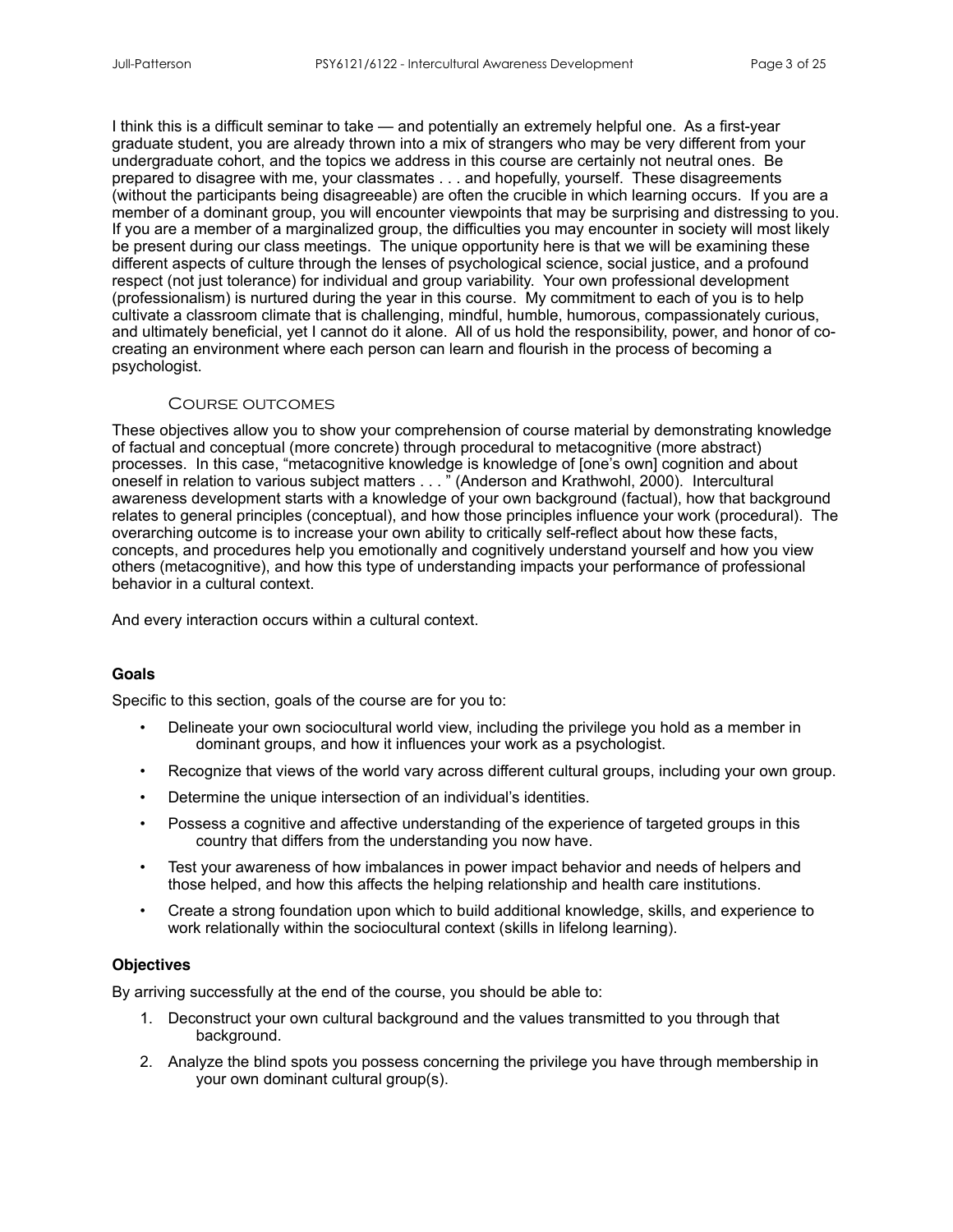I think this is a difficult seminar to take — and potentially an extremely helpful one. As a first-year graduate student, you are already thrown into a mix of strangers who may be very different from your undergraduate cohort, and the topics we address in this course are certainly not neutral ones. Be prepared to disagree with me, your classmates . . . and hopefully, yourself. These disagreements (without the participants being disagreeable) are often the crucible in which learning occurs. If you are a member of a dominant group, you will encounter viewpoints that may be surprising and distressing to you. If you are a member of a marginalized group, the difficulties you may encounter in society will most likely be present during our class meetings. The unique opportunity here is that we will be examining these different aspects of culture through the lenses of psychological science, social justice, and a profound respect (not just tolerance) for individual and group variability. Your own professional development (professionalism) is nurtured during the year in this course. My commitment to each of you is to help cultivate a classroom climate that is challenging, mindful, humble, humorous, compassionately curious, and ultimately beneficial, yet I cannot do it alone. All of us hold the responsibility, power, and honor of co-creating an environment where each person can learn and flourish in the process of becoming a psychologist.

## Course outcomes

These objectives allow you to show your comprehension of course material by demonstrating knowledge of factual and conceptual (more concrete) through procedural to metacognitive (more abstract) processes. In this case, "metacognitive knowledge is knowledge of [one's own] cognition and about oneself in relation to various subject matters . . . " (Anderson and Krathwohl, 2000). Intercultural awareness development starts with a knowledge of your own background (factual), how that background relates to general principles (conceptual), and how those principles influence your work (procedural). The overarching outcome is to increase your own ability to critically self-reflect about how these facts, concepts, and procedures help you emotionally and cognitively understand yourself and how you view others (metacognitive), and how this type of understanding impacts your performance of professional behavior in a cultural context.

And every interaction occurs within a cultural context.

### Goals

Specific to this section, goals of the course are for you to:

- Delineate your own sociocultural world view, including the privilege you hold as a member in dominant groups, and how it influences your work as a psychologist.
- Recognize that views of the world vary across different cultural groups, including your own group.
- Determine the unique intersection of an individual's identities.
- Possess a cognitive and affective understanding of the experience of targeted groups in this country that differs from the understanding you now have.
- Test your awareness of how imbalances in power impact behavior and needs of helpers and those helped, and how this affects the helping relationship and health care institutions.
- Create a strong foundation upon which to build additional knowledge, skills, and experience to work relationally within the sociocultural context (skills in lifelong learning).

### Objectives

By arriving successfully at the end of the course, you should be able to:

1. Deconstruct your own cultural background and the values transmitted to you through that background.
2. Analyze the blind spots you possess concerning the privilege you have through membership in your own dominant cultural group(s).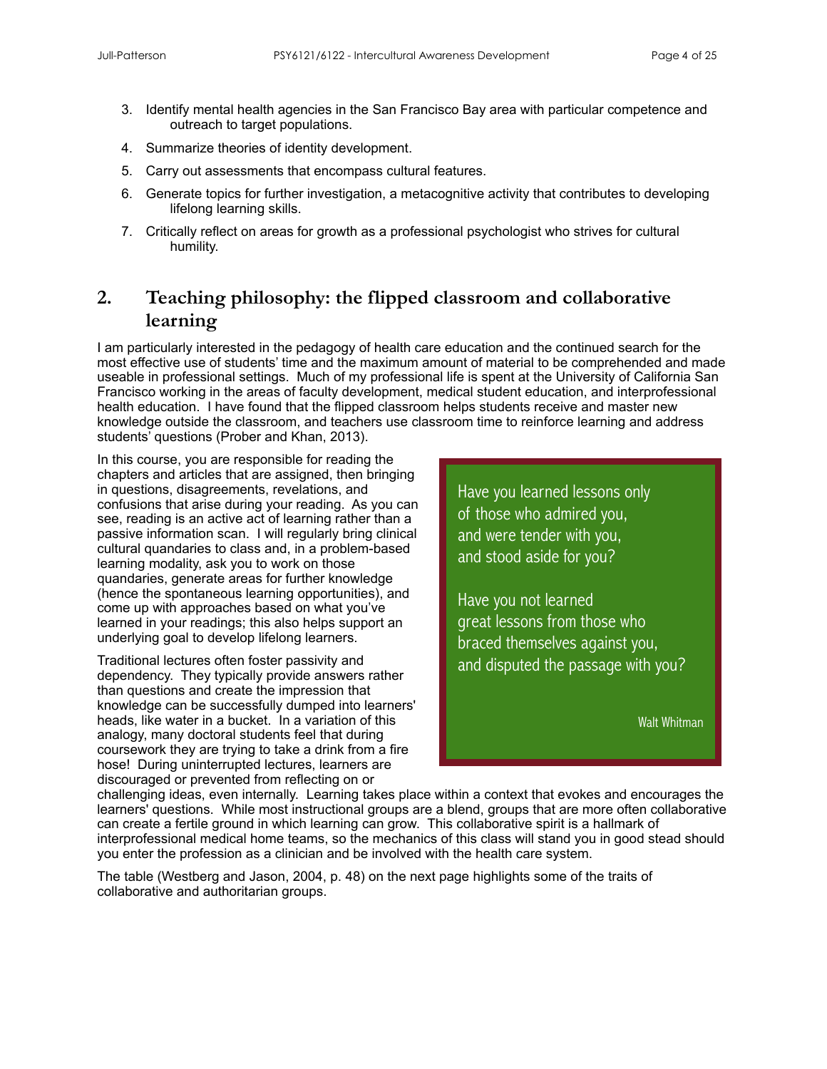3. Identify mental health agencies in the San Francisco Bay area with particular competence and outreach to target populations.
4. Summarize theories of identity development.
5. Carry out assessments that encompass cultural features.
6. Generate topics for further investigation, a metacognitive activity that contributes to developing lifelong learning skills.
7. Critically reflect on areas for growth as a professional psychologist who strives for cultural humility.

## 2. Teaching philosophy: the flipped classroom and collaborative learning

I am particularly interested in the pedagogy of health care education and the continued search for the most effective use of students' time and the maximum amount of material to be comprehended and made useable in professional settings. Much of my professional life is spent at the University of California San Francisco working in the areas of faculty development, medical student education, and interprofessional health education. I have found that the flipped classroom helps students receive and master new knowledge outside the classroom, and teachers use classroom time to reinforce learning and address students' questions (Prober and Khan, 2013).

In this course, you are responsible for reading the chapters and articles that are assigned, then bringing in questions, disagreements, revelations, and confusions that arise during your reading. As you can see, reading is an active act of learning rather than a passive information scan. I will regularly bring clinical cultural quandaries to class and, in a problem-based learning modality, ask you to work on those quandaries, generate areas for further knowledge (hence the spontaneous learning opportunities), and come up with approaches based on what you've learned in your readings; this also helps support an underlying goal to develop lifelong learners.

> Have you learned lessons only
> of those who admired you,
> and were tender with you,
> and stood aside for you?
>
> Have you not learned
> great lessons from those who
> braced themselves against you,
> and disputed the passage with you?
>
> Walt Whitman

Traditional lectures often foster passivity and dependency. They typically provide answers rather than questions and create the impression that knowledge can be successfully dumped into learners' heads, like water in a bucket. In a variation of this analogy, many doctoral students feel that during coursework they are trying to take a drink from a fire hose! During uninterrupted lectures, learners are discouraged or prevented from reflecting on or challenging ideas, even internally. Learning takes place within a context that evokes and encourages the learners' questions. While most instructional groups are a blend, groups that are more often collaborative can create a fertile ground in which learning can grow. This collaborative spirit is a hallmark of interprofessional medical home teams, so the mechanics of this class will stand you in good stead should you enter the profession as a clinician and be involved with the health care system.

The table (Westberg and Jason, 2004, p. 48) on the next page highlights some of the traits of collaborative and authoritarian groups.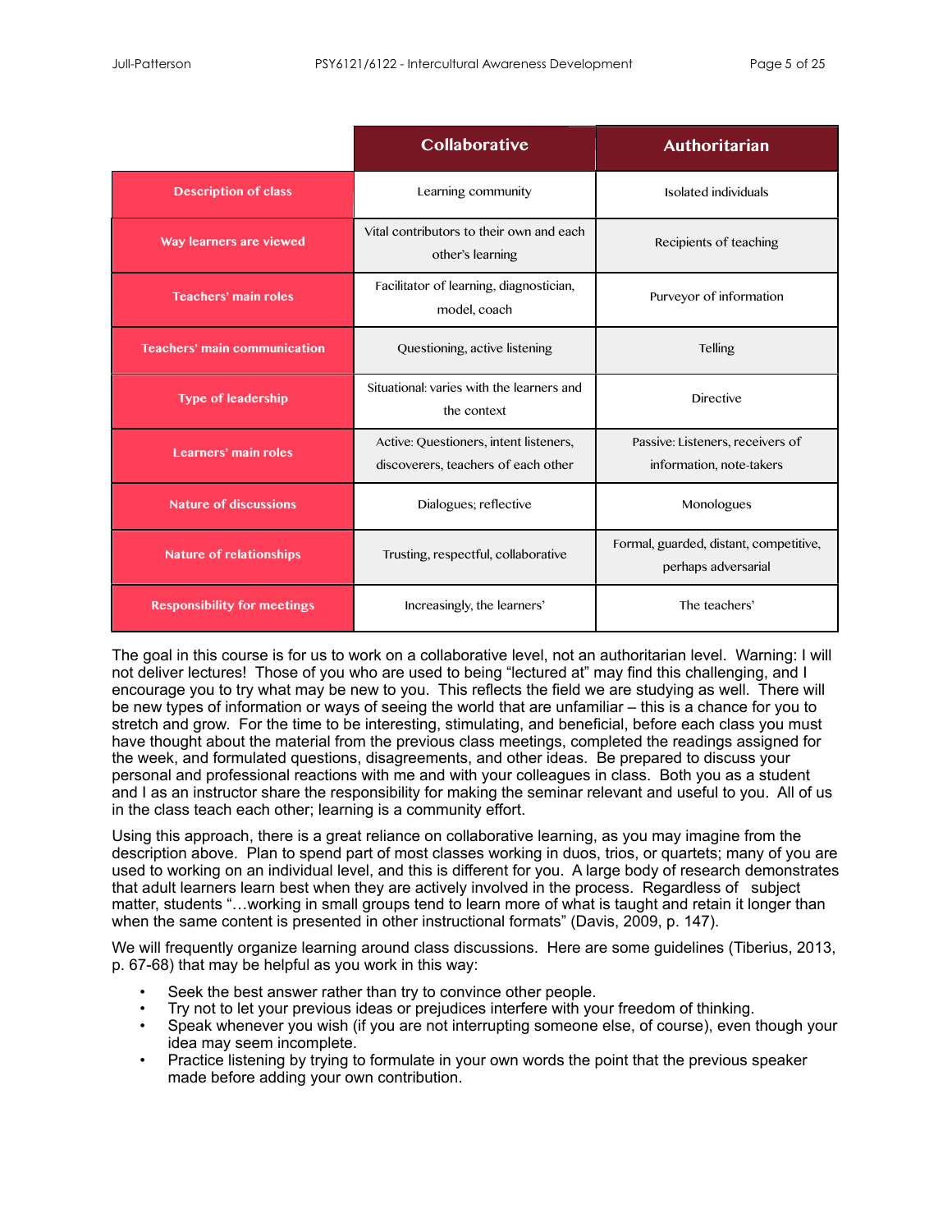| | Collaborative | Authoritarian |
|---|---|---|
| Description of class | Learning community | Isolated individuals |
| Way learners are viewed | Vital contributors to their own and each other's learning | Recipients of teaching |
| Teachers' main roles | Facilitator of learning, diagnostician, model, coach | Purveyor of information |
| Teachers' main communication | Questioning, active listening | Telling |
| Type of leadership | Situational: varies with the learners and the context | Directive |
| Learners' main roles | Active: Questioners, intent listeners, discoverers, teachers of each other | Passive: Listeners, receivers of information, note-takers |
| Nature of discussions | Dialogues; reflective | Monologues |
| Nature of relationships | Trusting, respectful, collaborative | Formal, guarded, distant, competitive, perhaps adversarial |
| Responsibility for meetings | Increasingly, the learners' | The teachers' |

The goal in this course is for us to work on a collaborative level, not an authoritarian level. Warning: I will not deliver lectures! Those of you who are used to being "lectured at" may find this challenging, and I encourage you to try what may be new to you. This reflects the field we are studying as well. There will be new types of information or ways of seeing the world that are unfamiliar – this is a chance for you to stretch and grow. For the time to be interesting, stimulating, and beneficial, before each class you must have thought about the material from the previous class meetings, completed the readings assigned for the week, and formulated questions, disagreements, and other ideas. Be prepared to discuss your personal and professional reactions with me and with your colleagues in class. Both you as a student and I as an instructor share the responsibility for making the seminar relevant and useful to you. All of us in the class teach each other; learning is a community effort.

Using this approach, there is a great reliance on collaborative learning, as you may imagine from the description above. Plan to spend part of most classes working in duos, trios, or quartets; many of you are used to working on an individual level, and this is different for you. A large body of research demonstrates that adult learners learn best when they are actively involved in the process. Regardless of subject matter, students "…working in small groups tend to learn more of what is taught and retain it longer than when the same content is presented in other instructional formats" (Davis, 2009, p. 147).

We will frequently organize learning around class discussions. Here are some guidelines (Tiberius, 2013, p. 67-68) that may be helpful as you work in this way:

- Seek the best answer rather than try to convince other people.
- Try not to let your previous ideas or prejudices interfere with your freedom of thinking.
- Speak whenever you wish (if you are not interrupting someone else, of course), even though your idea may seem incomplete.
- Practice listening by trying to formulate in your own words the point that the previous speaker made before adding your own contribution.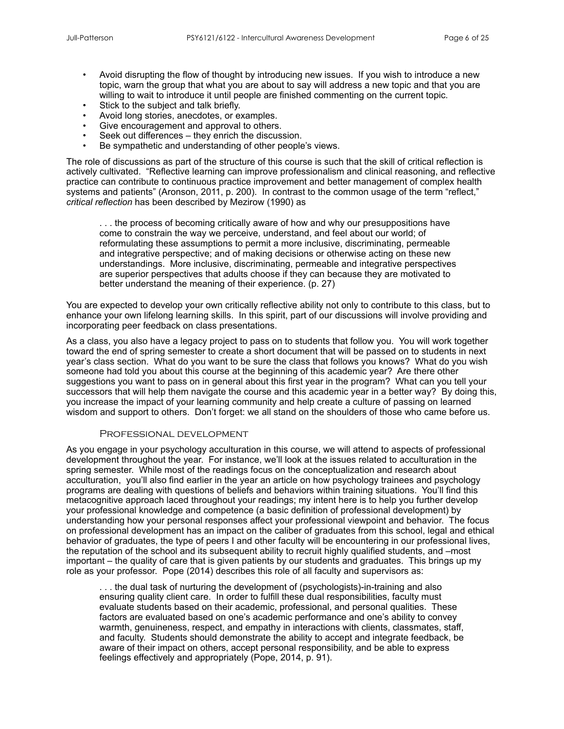- Avoid disrupting the flow of thought by introducing new issues. If you wish to introduce a new topic, warn the group that what you are about to say will address a new topic and that you are willing to wait to introduce it until people are finished commenting on the current topic.
- Stick to the subject and talk briefly.
- Avoid long stories, anecdotes, or examples.
- Give encouragement and approval to others.
- Seek out differences – they enrich the discussion.
- Be sympathetic and understanding of other people's views.

The role of discussions as part of the structure of this course is such that the skill of critical reflection is actively cultivated. "Reflective learning can improve professionalism and clinical reasoning, and reflective practice can contribute to continuous practice improvement and better management of complex health systems and patients" (Aronson, 2011, p. 200). In contrast to the common usage of the term "reflect," *critical reflection* has been described by Mezirow (1990) as

> . . . the process of becoming critically aware of how and why our presuppositions have come to constrain the way we perceive, understand, and feel about our world; of reformulating these assumptions to permit a more inclusive, discriminating, permeable and integrative perspective; and of making decisions or otherwise acting on these new understandings. More inclusive, discriminating, permeable and integrative perspectives are superior perspectives that adults choose if they can because they are motivated to better understand the meaning of their experience. (p. 27)

You are expected to develop your own critically reflective ability not only to contribute to this class, but to enhance your own lifelong learning skills. In this spirit, part of our discussions will involve providing and incorporating peer feedback on class presentations.

As a class, you also have a legacy project to pass on to students that follow you. You will work together toward the end of spring semester to create a short document that will be passed on to students in next year's class section. What do you want to be sure the class that follows you knows? What do you wish someone had told you about this course at the beginning of this academic year? Are there other suggestions you want to pass on in general about this first year in the program? What can you tell your successors that will help them navigate the course and this academic year in a better way? By doing this, you increase the impact of your learning community and help create a culture of passing on learned wisdom and support to others. Don't forget: we all stand on the shoulders of those who came before us.

### Professional development

As you engage in your psychology acculturation in this course, we will attend to aspects of professional development throughout the year. For instance, we'll look at the issues related to acculturation in the spring semester. While most of the readings focus on the conceptualization and research about acculturation, you'll also find earlier in the year an article on how psychology trainees and psychology programs are dealing with questions of beliefs and behaviors within training situations. You'll find this metacognitive approach laced throughout your readings; my intent here is to help you further develop your professional knowledge and competence (a basic definition of professional development) by understanding how your personal responses affect your professional viewpoint and behavior. The focus on professional development has an impact on the caliber of graduates from this school, legal and ethical behavior of graduates, the type of peers I and other faculty will be encountering in our professional lives, the reputation of the school and its subsequent ability to recruit highly qualified students, and –most important – the quality of care that is given patients by our students and graduates. This brings up my role as your professor. Pope (2014) describes this role of all faculty and supervisors as:

> . . . the dual task of nurturing the development of (psychologists)-in-training and also ensuring quality client care. In order to fulfill these dual responsibilities, faculty must evaluate students based on their academic, professional, and personal qualities. These factors are evaluated based on one's academic performance and one's ability to convey warmth, genuineness, respect, and empathy in interactions with clients, classmates, staff, and faculty. Students should demonstrate the ability to accept and integrate feedback, be aware of their impact on others, accept personal responsibility, and be able to express feelings effectively and appropriately (Pope, 2014, p. 91).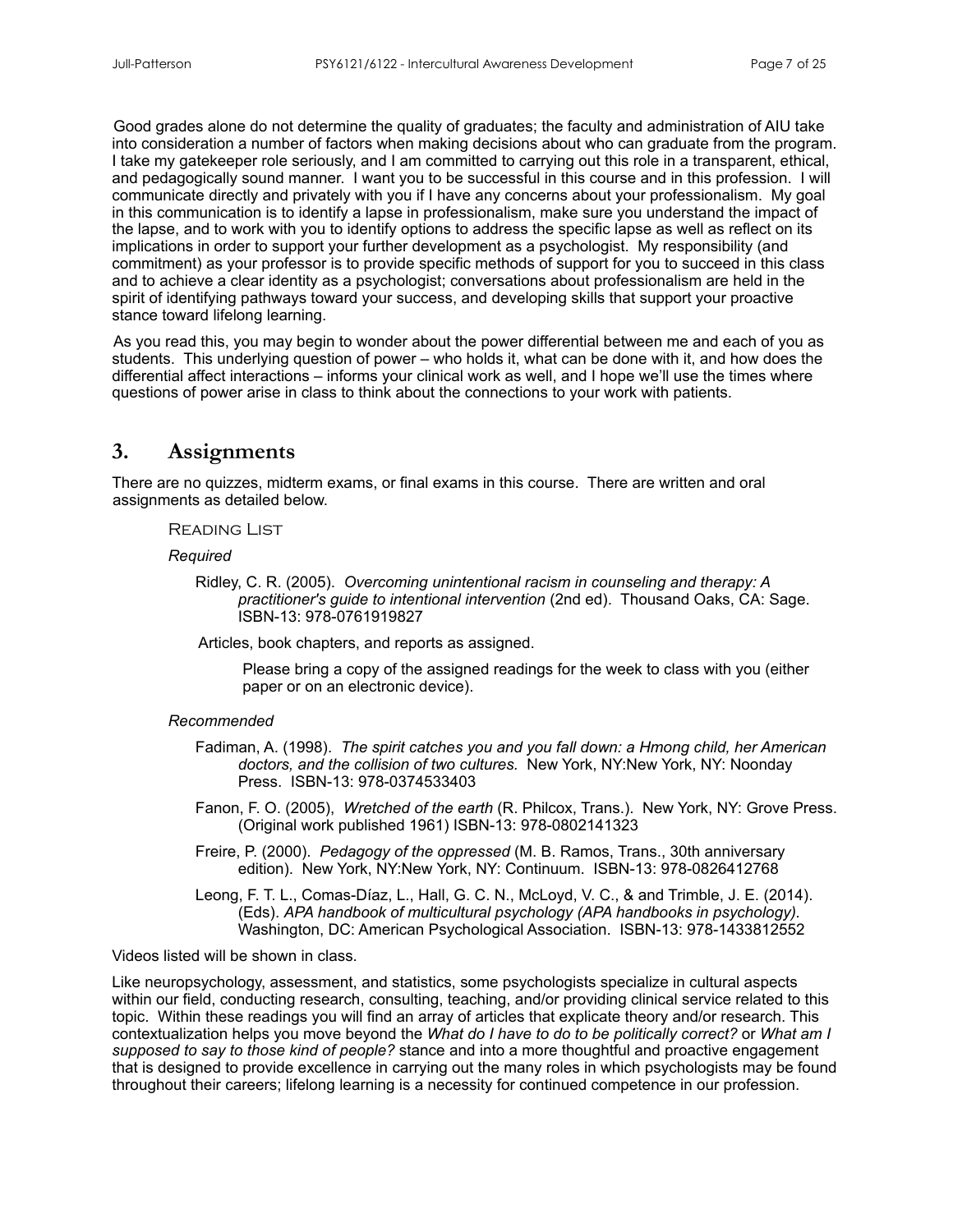Good grades alone do not determine the quality of graduates; the faculty and administration of AIU take into consideration a number of factors when making decisions about who can graduate from the program. I take my gatekeeper role seriously, and I am committed to carrying out this role in a transparent, ethical, and pedagogically sound manner. I want you to be successful in this course and in this profession. I will communicate directly and privately with you if I have any concerns about your professionalism. My goal in this communication is to identify a lapse in professionalism, make sure you understand the impact of the lapse, and to work with you to identify options to address the specific lapse as well as reflect on its implications in order to support your further development as a psychologist. My responsibility (and commitment) as your professor is to provide specific methods of support for you to succeed in this class and to achieve a clear identity as a psychologist; conversations about professionalism are held in the spirit of identifying pathways toward your success, and developing skills that support your proactive stance toward lifelong learning.

As you read this, you may begin to wonder about the power differential between me and each of you as students. This underlying question of power – who holds it, what can be done with it, and how does the differential affect interactions – informs your clinical work as well, and I hope we'll use the times where questions of power arise in class to think about the connections to your work with patients.

## 3. Assignments

There are no quizzes, midterm exams, or final exams in this course. There are written and oral assignments as detailed below.

### Reading List

*Required*

Ridley, C. R. (2005). *Overcoming unintentional racism in counseling and therapy: A practitioner's guide to intentional intervention* (2nd ed). Thousand Oaks, CA: Sage. ISBN-13: 978-0761919827

Articles, book chapters, and reports as assigned.

Please bring a copy of the assigned readings for the week to class with you (either paper or on an electronic device).

*Recommended*

Fadiman, A. (1998). *The spirit catches you and you fall down: a Hmong child, her American doctors, and the collision of two cultures.* New York, NY:New York, NY: Noonday Press. ISBN-13: 978-0374533403

Fanon, F. O. (2005), *Wretched of the earth* (R. Philcox, Trans.). New York, NY: Grove Press. (Original work published 1961) ISBN-13: 978-0802141323

Freire, P. (2000). *Pedagogy of the oppressed* (M. B. Ramos, Trans., 30th anniversary edition). New York, NY:New York, NY: Continuum. ISBN-13: 978-0826412768

Leong, F. T. L., Comas-Díaz, L., Hall, G. C. N., McLoyd, V. C., & and Trimble, J. E. (2014). (Eds). *APA handbook of multicultural psychology (APA handbooks in psychology).* Washington, DC: American Psychological Association. ISBN-13: 978-1433812552

Videos listed will be shown in class.

Like neuropsychology, assessment, and statistics, some psychologists specialize in cultural aspects within our field, conducting research, consulting, teaching, and/or providing clinical service related to this topic. Within these readings you will find an array of articles that explicate theory and/or research. This contextualization helps you move beyond the *What do I have to do to be politically correct?* or *What am I supposed to say to those kind of people?* stance and into a more thoughtful and proactive engagement that is designed to provide excellence in carrying out the many roles in which psychologists may be found throughout their careers; lifelong learning is a necessity for continued competence in our profession.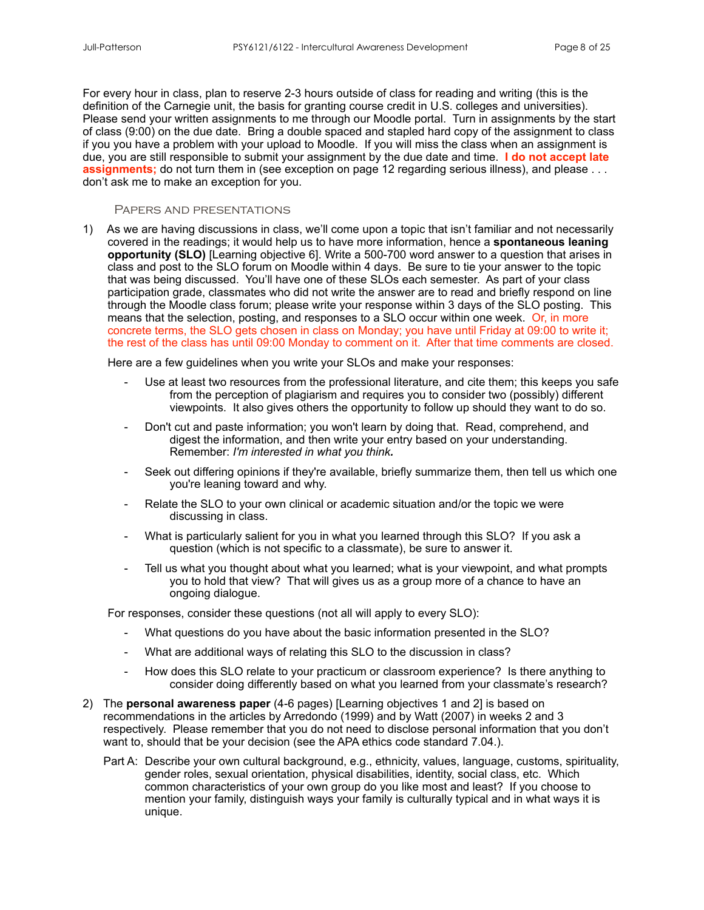For every hour in class, plan to reserve 2-3 hours outside of class for reading and writing (this is the definition of the Carnegie unit, the basis for granting course credit in U.S. colleges and universities). Please send your written assignments to me through our Moodle portal. Turn in assignments by the start of class (9:00) on the due date. Bring a double spaced and stapled hard copy of the assignment to class if you you have a problem with your upload to Moodle. If you will miss the class when an assignment is due, you are still responsible to submit your assignment by the due date and time. **I do not accept late assignments;** do not turn them in (see exception on page 12 regarding serious illness), and please . . . don't ask me to make an exception for you.

### Papers and presentations

1) As we are having discussions in class, we'll come upon a topic that isn't familiar and not necessarily covered in the readings; it would help us to have more information, hence a **spontaneous leaning opportunity (SLO)** [Learning objective 6]. Write a 500-700 word answer to a question that arises in class and post to the SLO forum on Moodle within 4 days. Be sure to tie your answer to the topic that was being discussed. You'll have one of these SLOs each semester. As part of your class participation grade, classmates who did not write the answer are to read and briefly respond on line through the Moodle class forum; please write your response within 3 days of the SLO posting. This means that the selection, posting, and responses to a SLO occur within one week. Or, in more concrete terms, the SLO gets chosen in class on Monday; you have until Friday at 09:00 to write it; the rest of the class has until 09:00 Monday to comment on it. After that time comments are closed.

   Here are a few guidelines when you write your SLOs and make your responses:

   - Use at least two resources from the professional literature, and cite them; this keeps you safe from the perception of plagiarism and requires you to consider two (possibly) different viewpoints. It also gives others the opportunity to follow up should they want to do so.
   - Don't cut and paste information; you won't learn by doing that. Read, comprehend, and digest the information, and then write your entry based on your understanding. Remember: *I'm interested in what you think.*
   - Seek out differing opinions if they're available, briefly summarize them, then tell us which one you're leaning toward and why.
   - Relate the SLO to your own clinical or academic situation and/or the topic we were discussing in class.
   - What is particularly salient for you in what you learned through this SLO? If you ask a question (which is not specific to a classmate), be sure to answer it.
   - Tell us what you thought about what you learned; what is your viewpoint, and what prompts you to hold that view? That will gives us as a group more of a chance to have an ongoing dialogue.

   For responses, consider these questions (not all will apply to every SLO):

   - What questions do you have about the basic information presented in the SLO?
   - What are additional ways of relating this SLO to the discussion in class?
   - How does this SLO relate to your practicum or classroom experience? Is there anything to consider doing differently based on what you learned from your classmate's research?

2) The **personal awareness paper** (4-6 pages) [Learning objectives 1 and 2] is based on recommendations in the articles by Arredondo (1999) and by Watt (2007) in weeks 2 and 3 respectively. Please remember that you do not need to disclose personal information that you don't want to, should that be your decision (see the APA ethics code standard 7.04.).

   Part A: Describe your own cultural background, e.g., ethnicity, values, language, customs, spirituality, gender roles, sexual orientation, physical disabilities, identity, social class, etc. Which common characteristics of your own group do you like most and least? If you choose to mention your family, distinguish ways your family is culturally typical and in what ways it is unique.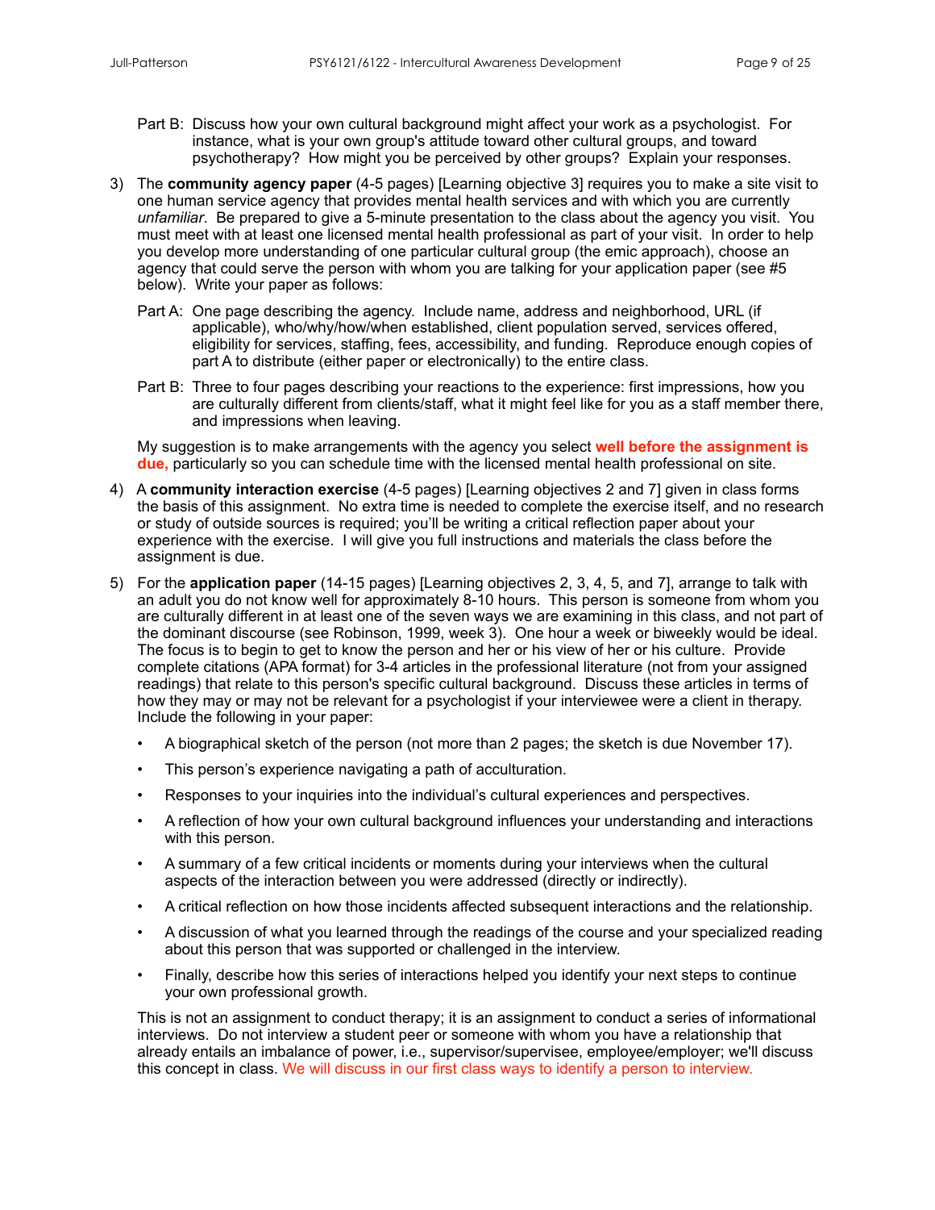Part B: Discuss how your own cultural background might affect your work as a psychologist. For instance, what is your own group's attitude toward other cultural groups, and toward psychotherapy? How might you be perceived by other groups? Explain your responses.

3) The **community agency paper** (4-5 pages) [Learning objective 3] requires you to make a site visit to one human service agency that provides mental health services and with which you are currently *unfamiliar*. Be prepared to give a 5-minute presentation to the class about the agency you visit. You must meet with at least one licensed mental health professional as part of your visit. In order to help you develop more understanding of one particular cultural group (the emic approach), choose an agency that could serve the person with whom you are talking for your application paper (see #5 below). Write your paper as follows:

   Part A: One page describing the agency. Include name, address and neighborhood, URL (if applicable), who/why/how/when established, client population served, services offered, eligibility for services, staffing, fees, accessibility, and funding. Reproduce enough copies of part A to distribute (either paper or electronically) to the entire class.

   Part B: Three to four pages describing your reactions to the experience: first impressions, how you are culturally different from clients/staff, what it might feel like for you as a staff member there, and impressions when leaving.

   My suggestion is to make arrangements with the agency you select **well before the assignment is due,** particularly so you can schedule time with the licensed mental health professional on site.

4) A **community interaction exercise** (4-5 pages) [Learning objectives 2 and 7] given in class forms the basis of this assignment. No extra time is needed to complete the exercise itself, and no research or study of outside sources is required; you'll be writing a critical reflection paper about your experience with the exercise. I will give you full instructions and materials the class before the assignment is due.

5) For the **application paper** (14-15 pages) [Learning objectives 2, 3, 4, 5, and 7], arrange to talk with an adult you do not know well for approximately 8-10 hours. This person is someone from whom you are culturally different in at least one of the seven ways we are examining in this class, and not part of the dominant discourse (see Robinson, 1999, week 3). One hour a week or biweekly would be ideal. The focus is to begin to get to know the person and her or his view of her or his culture. Provide complete citations (APA format) for 3-4 articles in the professional literature (not from your assigned readings) that relate to this person's specific cultural background. Discuss these articles in terms of how they may or may not be relevant for a psychologist if your interviewee were a client in therapy. Include the following in your paper:

   - A biographical sketch of the person (not more than 2 pages; the sketch is due November 17).
   - This person's experience navigating a path of acculturation.
   - Responses to your inquiries into the individual's cultural experiences and perspectives.
   - A reflection of how your own cultural background influences your understanding and interactions with this person.
   - A summary of a few critical incidents or moments during your interviews when the cultural aspects of the interaction between you were addressed (directly or indirectly).
   - A critical reflection on how those incidents affected subsequent interactions and the relationship.
   - A discussion of what you learned through the readings of the course and your specialized reading about this person that was supported or challenged in the interview.
   - Finally, describe how this series of interactions helped you identify your next steps to continue your own professional growth.

   This is not an assignment to conduct therapy; it is an assignment to conduct a series of informational interviews. Do not interview a student peer or someone with whom you have a relationship that already entails an imbalance of power, i.e., supervisor/supervisee, employee/employer; we'll discuss this concept in class. We will discuss in our first class ways to identify a person to interview.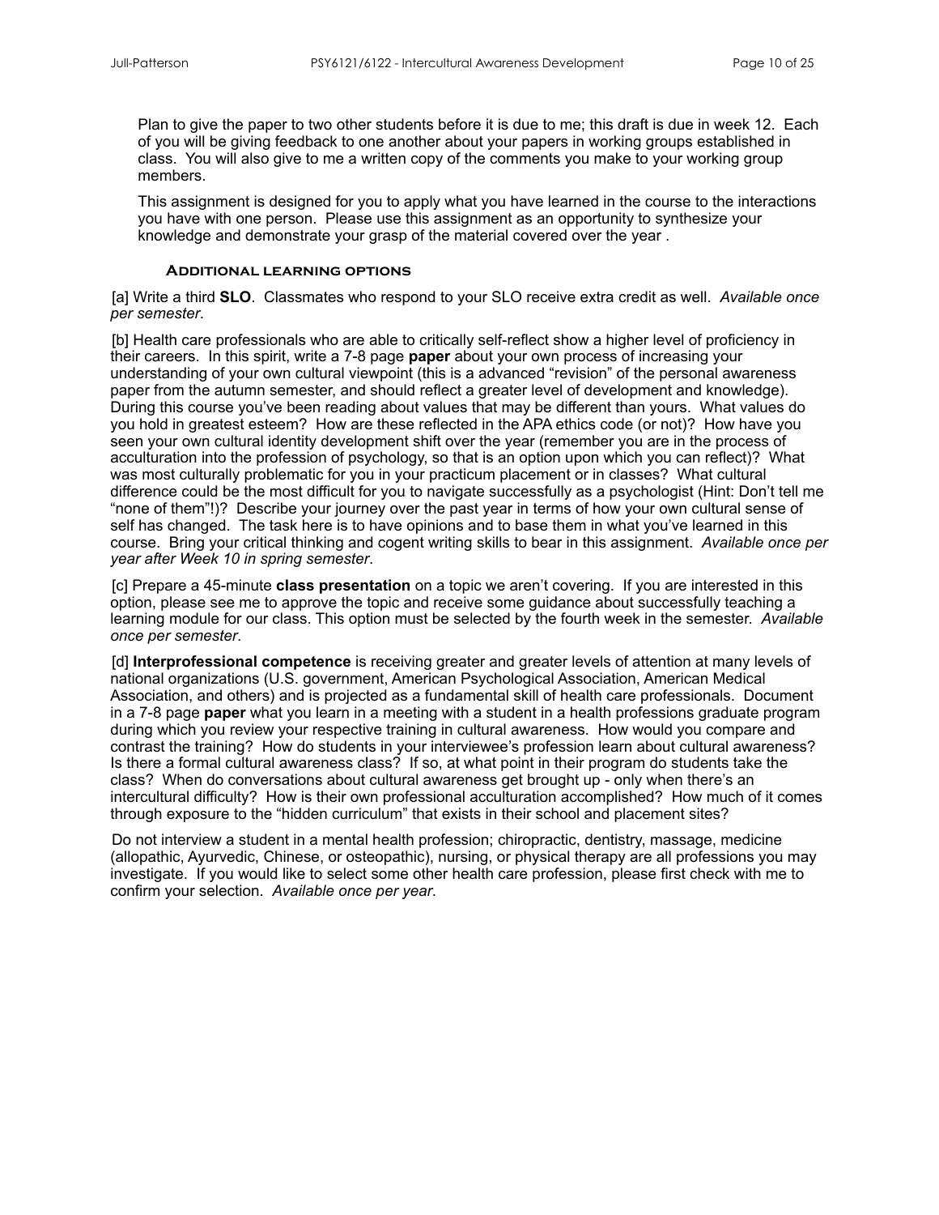Plan to give the paper to two other students before it is due to me; this draft is due in week 12. Each of you will be giving feedback to one another about your papers in working groups established in class. You will also give to me a written copy of the comments you make to your working group members.

This assignment is designed for you to apply what you have learned in the course to the interactions you have with one person. Please use this assignment as an opportunity to synthesize your knowledge and demonstrate your grasp of the material covered over the year .

### Additional learning options

[a] Write a third **SLO**. Classmates who respond to your SLO receive extra credit as well. *Available once per semester*.

[b] Health care professionals who are able to critically self-reflect show a higher level of proficiency in their careers. In this spirit, write a 7-8 page **paper** about your own process of increasing your understanding of your own cultural viewpoint (this is a advanced "revision" of the personal awareness paper from the autumn semester, and should reflect a greater level of development and knowledge). During this course you've been reading about values that may be different than yours. What values do you hold in greatest esteem? How are these reflected in the APA ethics code (or not)? How have you seen your own cultural identity development shift over the year (remember you are in the process of acculturation into the profession of psychology, so that is an option upon which you can reflect)? What was most culturally problematic for you in your practicum placement or in classes? What cultural difference could be the most difficult for you to navigate successfully as a psychologist (Hint: Don't tell me "none of them"!)? Describe your journey over the past year in terms of how your own cultural sense of self has changed. The task here is to have opinions and to base them in what you've learned in this course. Bring your critical thinking and cogent writing skills to bear in this assignment. *Available once per year after Week 10 in spring semester*.

[c] Prepare a 45-minute **class presentation** on a topic we aren't covering. If you are interested in this option, please see me to approve the topic and receive some guidance about successfully teaching a learning module for our class. This option must be selected by the fourth week in the semester. *Available once per semester*.

[d] **Interprofessional competence** is receiving greater and greater levels of attention at many levels of national organizations (U.S. government, American Psychological Association, American Medical Association, and others) and is projected as a fundamental skill of health care professionals. Document in a 7-8 page **paper** what you learn in a meeting with a student in a health professions graduate program during which you review your respective training in cultural awareness. How would you compare and contrast the training? How do students in your interviewee's profession learn about cultural awareness? Is there a formal cultural awareness class? If so, at what point in their program do students take the class? When do conversations about cultural awareness get brought up - only when there's an intercultural difficulty? How is their own professional acculturation accomplished? How much of it comes through exposure to the "hidden curriculum" that exists in their school and placement sites?

Do not interview a student in a mental health profession; chiropractic, dentistry, massage, medicine (allopathic, Ayurvedic, Chinese, or osteopathic), nursing, or physical therapy are all professions you may investigate. If you would like to select some other health care profession, please first check with me to confirm your selection. *Available once per year*.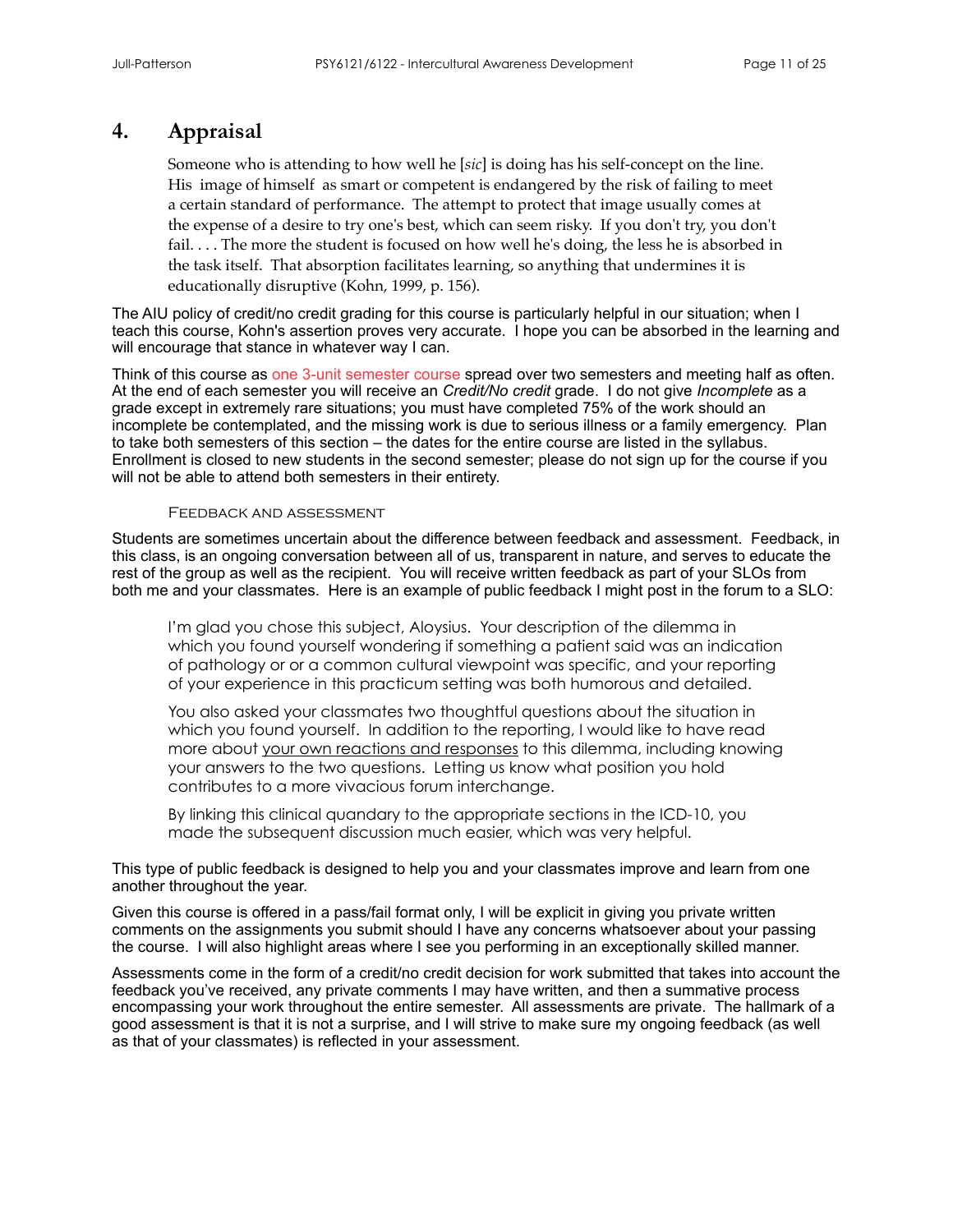## 4. Appraisal

> Someone who is attending to how well he [*sic*] is doing has his self-concept on the line. His image of himself as smart or competent is endangered by the risk of failing to meet a certain standard of performance. The attempt to protect that image usually comes at the expense of a desire to try one's best, which can seem risky. If you don't try, you don't fail. . . . The more the student is focused on how well he's doing, the less he is absorbed in the task itself. That absorption facilitates learning, so anything that undermines it is educationally disruptive (Kohn, 1999, p. 156).

The AIU policy of credit/no credit grading for this course is particularly helpful in our situation; when I teach this course, Kohn's assertion proves very accurate. I hope you can be absorbed in the learning and will encourage that stance in whatever way I can.

Think of this course as one 3-unit semester course spread over two semesters and meeting half as often. At the end of each semester you will receive an *Credit/No credit* grade. I do not give *Incomplete* as a grade except in extremely rare situations; you must have completed 75% of the work should an incomplete be contemplated, and the missing work is due to serious illness or a family emergency. Plan to take both semesters of this section – the dates for the entire course are listed in the syllabus. Enrollment is closed to new students in the second semester; please do not sign up for the course if you will not be able to attend both semesters in their entirety.

### Feedback and assessment

Students are sometimes uncertain about the difference between feedback and assessment. Feedback, in this class, is an ongoing conversation between all of us, transparent in nature, and serves to educate the rest of the group as well as the recipient. You will receive written feedback as part of your SLOs from both me and your classmates. Here is an example of public feedback I might post in the forum to a SLO:

> I'm glad you chose this subject, Aloysius. Your description of the dilemma in which you found yourself wondering if something a patient said was an indication of pathology or or a common cultural viewpoint was specific, and your reporting of your experience in this practicum setting was both humorous and detailed.
>
> You also asked your classmates two thoughtful questions about the situation in which you found yourself. In addition to the reporting, I would like to have read more about <u>your own reactions and responses</u> to this dilemma, including knowing your answers to the two questions. Letting us know what position you hold contributes to a more vivacious forum interchange.
>
> By linking this clinical quandary to the appropriate sections in the ICD-10, you made the subsequent discussion much easier, which was very helpful.

This type of public feedback is designed to help you and your classmates improve and learn from one another throughout the year.

Given this course is offered in a pass/fail format only, I will be explicit in giving you private written comments on the assignments you submit should I have any concerns whatsoever about your passing the course. I will also highlight areas where I see you performing in an exceptionally skilled manner.

Assessments come in the form of a credit/no credit decision for work submitted that takes into account the feedback you've received, any private comments I may have written, and then a summative process encompassing your work throughout the entire semester. All assessments are private. The hallmark of a good assessment is that it is not a surprise, and I will strive to make sure my ongoing feedback (as well as that of your classmates) is reflected in your assessment.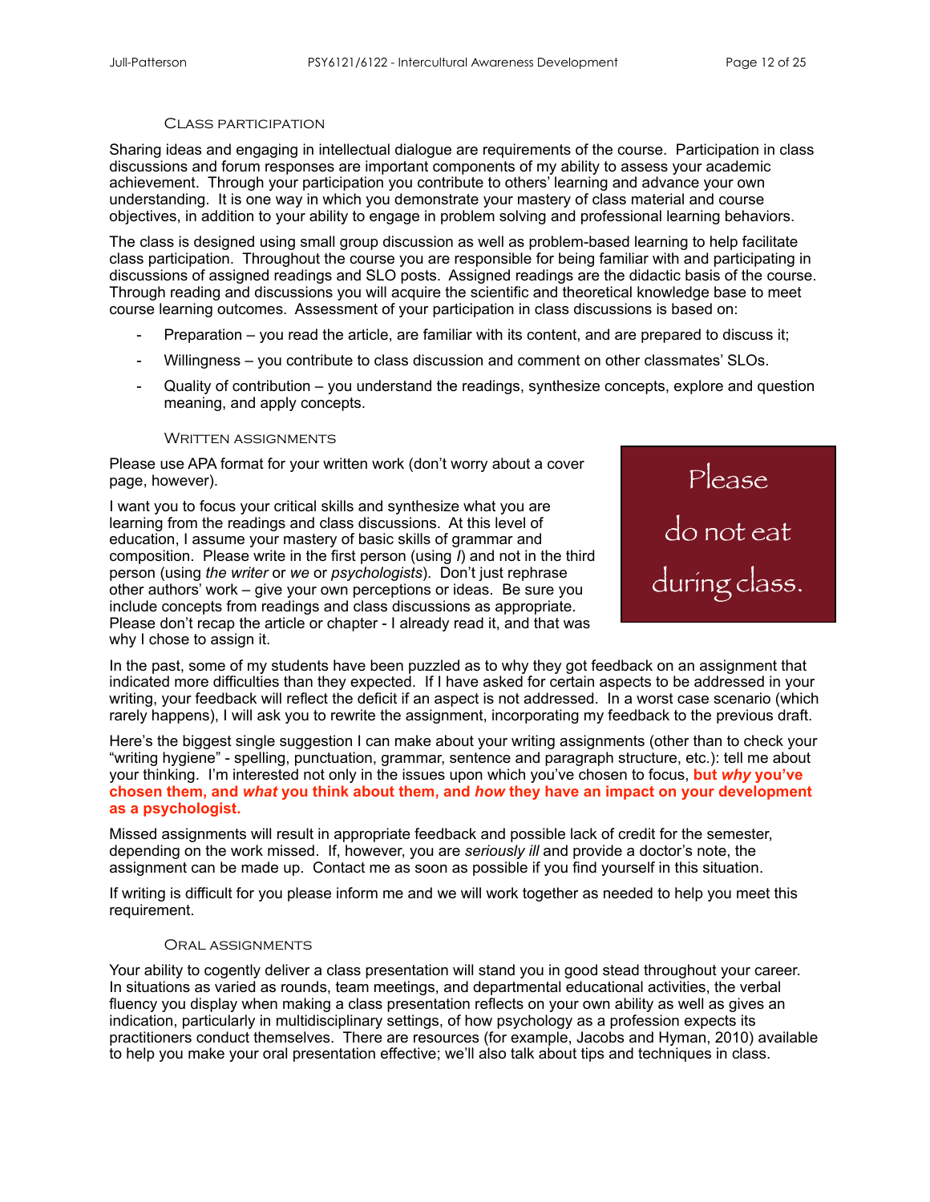### Class participation

Sharing ideas and engaging in intellectual dialogue are requirements of the course. Participation in class discussions and forum responses are important components of my ability to assess your academic achievement. Through your participation you contribute to others' learning and advance your own understanding. It is one way in which you demonstrate your mastery of class material and course objectives, in addition to your ability to engage in problem solving and professional learning behaviors.

The class is designed using small group discussion as well as problem-based learning to help facilitate class participation. Throughout the course you are responsible for being familiar with and participating in discussions of assigned readings and SLO posts. Assigned readings are the didactic basis of the course. Through reading and discussions you will acquire the scientific and theoretical knowledge base to meet course learning outcomes. Assessment of your participation in class discussions is based on:

- Preparation – you read the article, are familiar with its content, and are prepared to discuss it;
- Willingness – you contribute to class discussion and comment on other classmates' SLOs.
- Quality of contribution – you understand the readings, synthesize concepts, explore and question meaning, and apply concepts.

### Written assignments

Please do not eat during class.

Please use APA format for your written work (don't worry about a cover page, however).

I want you to focus your critical skills and synthesize what you are learning from the readings and class discussions. At this level of education, I assume your mastery of basic skills of grammar and composition. Please write in the first person (using *I*) and not in the third person (using *the writer* or *we* or *psychologists*). Don't just rephrase other authors' work – give your own perceptions or ideas. Be sure you include concepts from readings and class discussions as appropriate. Please don't recap the article or chapter - I already read it, and that was why I chose to assign it.

In the past, some of my students have been puzzled as to why they got feedback on an assignment that indicated more difficulties than they expected. If I have asked for certain aspects to be addressed in your writing, your feedback will reflect the deficit if an aspect is not addressed. In a worst case scenario (which rarely happens), I will ask you to rewrite the assignment, incorporating my feedback to the previous draft.

Here's the biggest single suggestion I can make about your writing assignments (other than to check your "writing hygiene" - spelling, punctuation, grammar, sentence and paragraph structure, etc.): tell me about your thinking. I'm interested not only in the issues upon which you've chosen to focus, **but *why* you've chosen them, and *what* you think about them, and *how* they have an impact on your development as a psychologist.**

Missed assignments will result in appropriate feedback and possible lack of credit for the semester, depending on the work missed. If, however, you are *seriously ill* and provide a doctor's note, the assignment can be made up. Contact me as soon as possible if you find yourself in this situation.

If writing is difficult for you please inform me and we will work together as needed to help you meet this requirement.

### Oral assignments

Your ability to cogently deliver a class presentation will stand you in good stead throughout your career. In situations as varied as rounds, team meetings, and departmental educational activities, the verbal fluency you display when making a class presentation reflects on your own ability as well as gives an indication, particularly in multidisciplinary settings, of how psychology as a profession expects its practitioners conduct themselves. There are resources (for example, Jacobs and Hyman, 2010) available to help you make your oral presentation effective; we'll also talk about tips and techniques in class.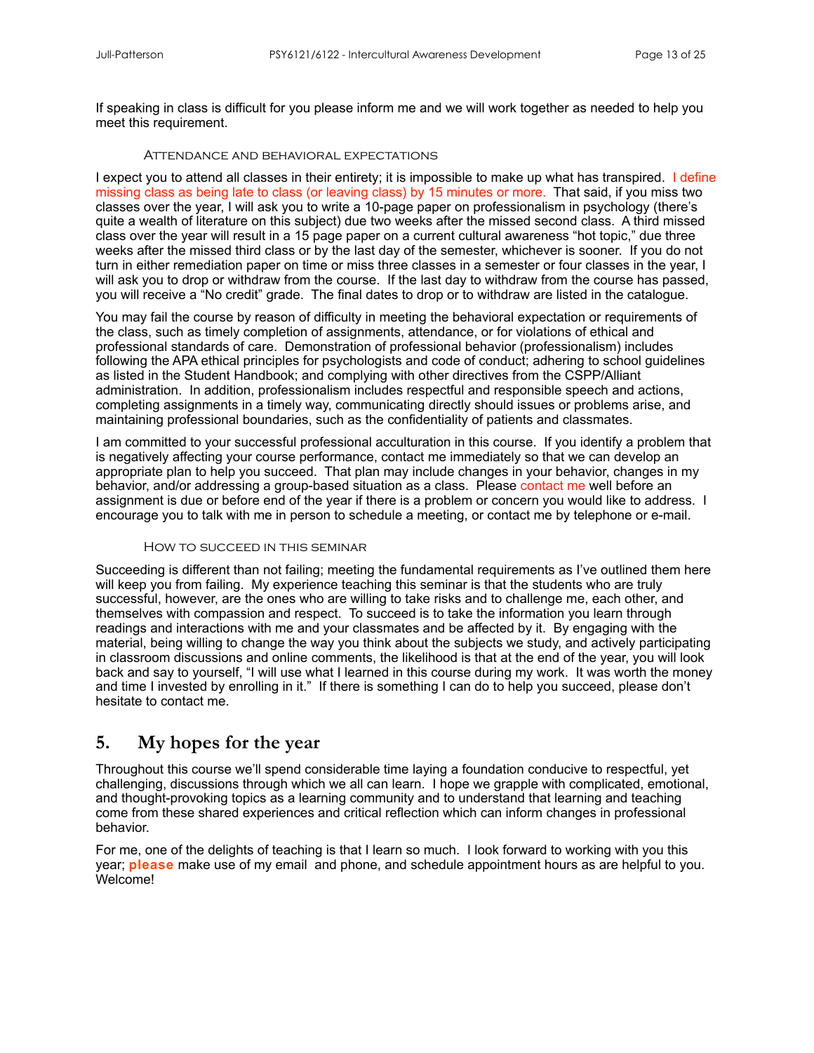If speaking in class is difficult for you please inform me and we will work together as needed to help you meet this requirement.

#### Attendance and behavioral expectations

I expect you to attend all classes in their entirety; it is impossible to make up what has transpired. I define missing class as being late to class (or leaving class) by 15 minutes or more. That said, if you miss two classes over the year, I will ask you to write a 10-page paper on professionalism in psychology (there's quite a wealth of literature on this subject) due two weeks after the missed second class. A third missed class over the year will result in a 15 page paper on a current cultural awareness "hot topic," due three weeks after the missed third class or by the last day of the semester, whichever is sooner. If you do not turn in either remediation paper on time or miss three classes in a semester or four classes in the year, I will ask you to drop or withdraw from the course. If the last day to withdraw from the course has passed, you will receive a "No credit" grade. The final dates to drop or to withdraw are listed in the catalogue.

You may fail the course by reason of difficulty in meeting the behavioral expectation or requirements of the class, such as timely completion of assignments, attendance, or for violations of ethical and professional standards of care. Demonstration of professional behavior (professionalism) includes following the APA ethical principles for psychologists and code of conduct; adhering to school guidelines as listed in the Student Handbook; and complying with other directives from the CSPP/Alliant administration. In addition, professionalism includes respectful and responsible speech and actions, completing assignments in a timely way, communicating directly should issues or problems arise, and maintaining professional boundaries, such as the confidentiality of patients and classmates.

I am committed to your successful professional acculturation in this course. If you identify a problem that is negatively affecting your course performance, contact me immediately so that we can develop an appropriate plan to help you succeed. That plan may include changes in your behavior, changes in my behavior, and/or addressing a group-based situation as a class. Please contact me well before an assignment is due or before end of the year if there is a problem or concern you would like to address. I encourage you to talk with me in person to schedule a meeting, or contact me by telephone or e-mail.

#### How to succeed in this seminar

Succeeding is different than not failing; meeting the fundamental requirements as I've outlined them here will keep you from failing. My experience teaching this seminar is that the students who are truly successful, however, are the ones who are willing to take risks and to challenge me, each other, and themselves with compassion and respect. To succeed is to take the information you learn through readings and interactions with me and your classmates and be affected by it. By engaging with the material, being willing to change the way you think about the subjects we study, and actively participating in classroom discussions and online comments, the likelihood is that at the end of the year, you will look back and say to yourself, "I will use what I learned in this course during my work. It was worth the money and time I invested by enrolling in it." If there is something I can do to help you succeed, please don't hesitate to contact me.

## 5. My hopes for the year

Throughout this course we'll spend considerable time laying a foundation conducive to respectful, yet challenging, discussions through which we all can learn. I hope we grapple with complicated, emotional, and thought-provoking topics as a learning community and to understand that learning and teaching come from these shared experiences and critical reflection which can inform changes in professional behavior.

For me, one of the delights of teaching is that I learn so much. I look forward to working with you this year; **please** make use of my email and phone, and schedule appointment hours as are helpful to you. Welcome!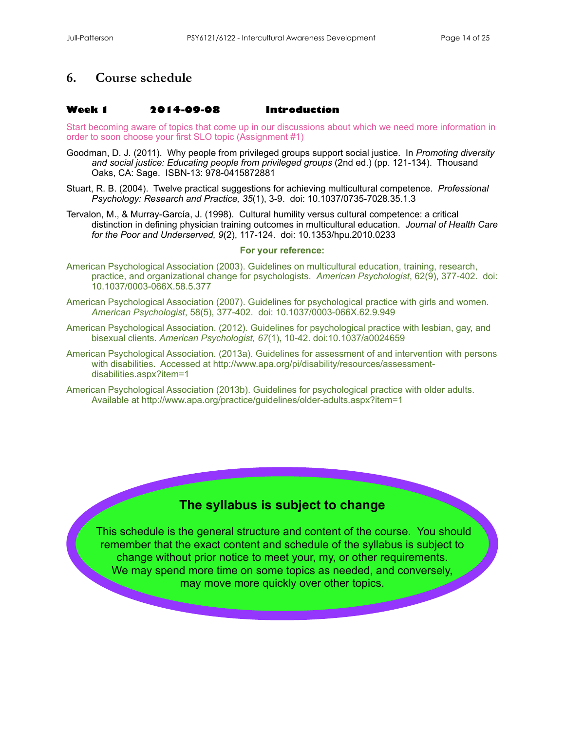## 6. Course schedule

### Week 1 2014-09-08 Introduction

Start becoming aware of topics that come up in our discussions about which we need more information in order to soon choose your first SLO topic (Assignment #1)

Goodman, D. J. (2011). Why people from privileged groups support social justice. In *Promoting diversity and social justice: Educating people from privileged groups* (2nd ed.) (pp. 121-134). Thousand Oaks, CA: Sage. ISBN-13: 978-0415872881

Stuart, R. B. (2004). Twelve practical suggestions for achieving multicultural competence. *Professional Psychology: Research and Practice, 35*(1), 3-9. doi: 10.1037/0735-7028.35.1.3

Tervalon, M., & Murray-García, J. (1998). Cultural humility versus cultural competence: a critical distinction in defining physician training outcomes in multicultural education. *Journal of Health Care for the Poor and Underserved, 9*(2), 117-124. doi: 10.1353/hpu.2010.0233

**For your reference:**

American Psychological Association (2003). Guidelines on multicultural education, training, research, practice, and organizational change for psychologists. *American Psychologist*, 62(9), 377-402. doi: 10.1037/0003-066X.58.5.377

American Psychological Association (2007). Guidelines for psychological practice with girls and women. *American Psychologist*, 58(5), 377-402. doi: 10.1037/0003-066X.62.9.949

American Psychological Association. (2012). Guidelines for psychological practice with lesbian, gay, and bisexual clients. *American Psychologist, 67*(1), 10-42. doi:10.1037/a0024659

American Psychological Association. (2013a). Guidelines for assessment of and intervention with persons with disabilities. Accessed at http://www.apa.org/pi/disability/resources/assessment-disabilities.aspx?item=1

American Psychological Association (2013b). Guidelines for psychological practice with older adults. Available at http://www.apa.org/practice/guidelines/older-adults.aspx?item=1

**The syllabus is subject to change**

This schedule is the general structure and content of the course. You should remember that the exact content and schedule of the syllabus is subject to change without prior notice to meet your, my, or other requirements. We may spend more time on some topics as needed, and conversely, may move more quickly over other topics.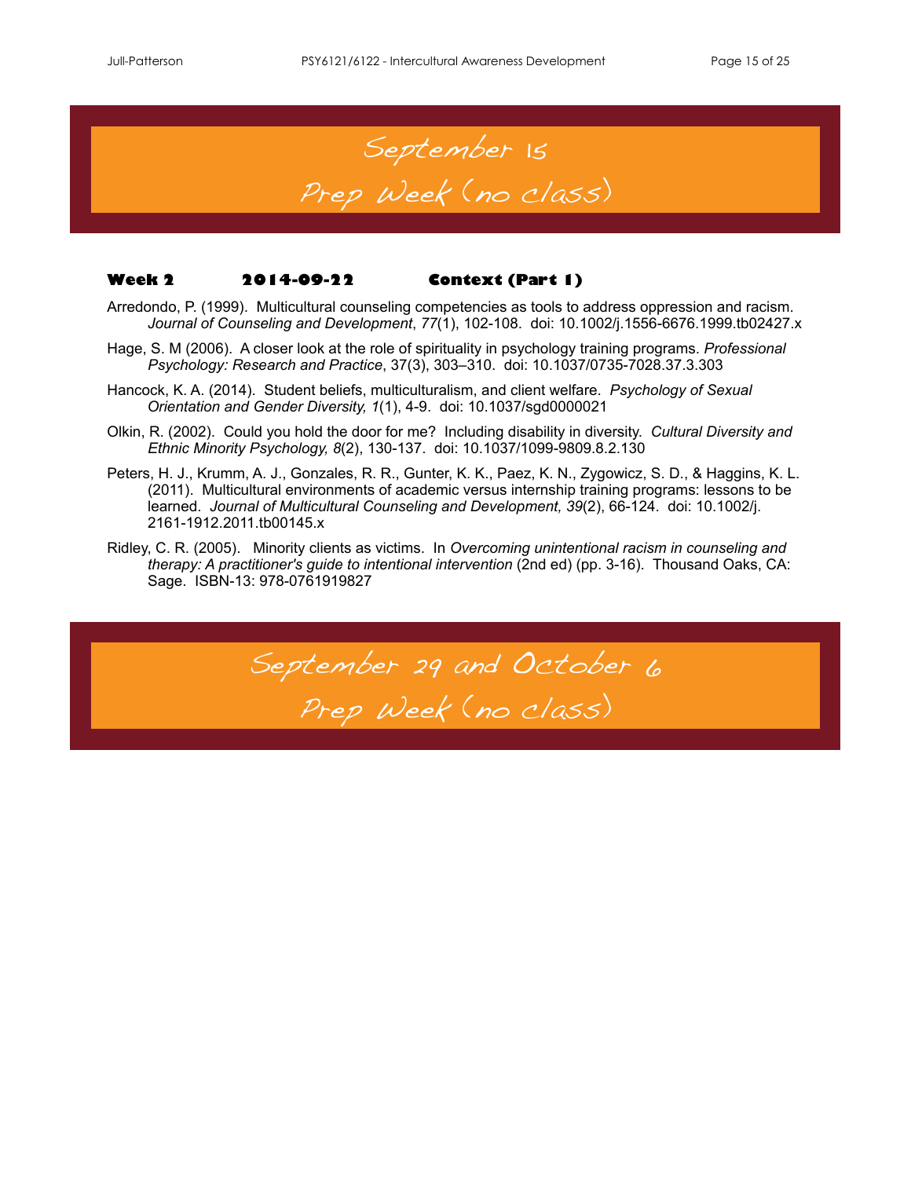## September 15
## Prep Week (no class)

**Week 2 2014-09-22 Context (Part 1)**

Arredondo, P. (1999). Multicultural counseling competencies as tools to address oppression and racism. *Journal of Counseling and Development*, *77*(1), 102-108. doi: 10.1002/j.1556-6676.1999.tb02427.x

Hage, S. M (2006). A closer look at the role of spirituality in psychology training programs. *Professional Psychology: Research and Practice*, 37(3), 303–310. doi: 10.1037/0735-7028.37.3.303

Hancock, K. A. (2014). Student beliefs, multiculturalism, and client welfare. *Psychology of Sexual Orientation and Gender Diversity, 1*(1), 4-9. doi: 10.1037/sgd0000021

Olkin, R. (2002). Could you hold the door for me? Including disability in diversity. *Cultural Diversity and Ethnic Minority Psychology, 8*(2), 130-137. doi: 10.1037/1099-9809.8.2.130

Peters, H. J., Krumm, A. J., Gonzales, R. R., Gunter, K. K., Paez, K. N., Zygowicz, S. D., & Haggins, K. L. (2011). Multicultural environments of academic versus internship training programs: lessons to be learned. *Journal of Multicultural Counseling and Development, 39*(2), 66-124. doi: 10.1002/j.2161-1912.2011.tb00145.x

Ridley, C. R. (2005). Minority clients as victims. In *Overcoming unintentional racism in counseling and therapy: A practitioner's guide to intentional intervention* (2nd ed) (pp. 3-16). Thousand Oaks, CA: Sage. ISBN-13: 978-0761919827

## September 29 and October 6
## Prep Week (no class)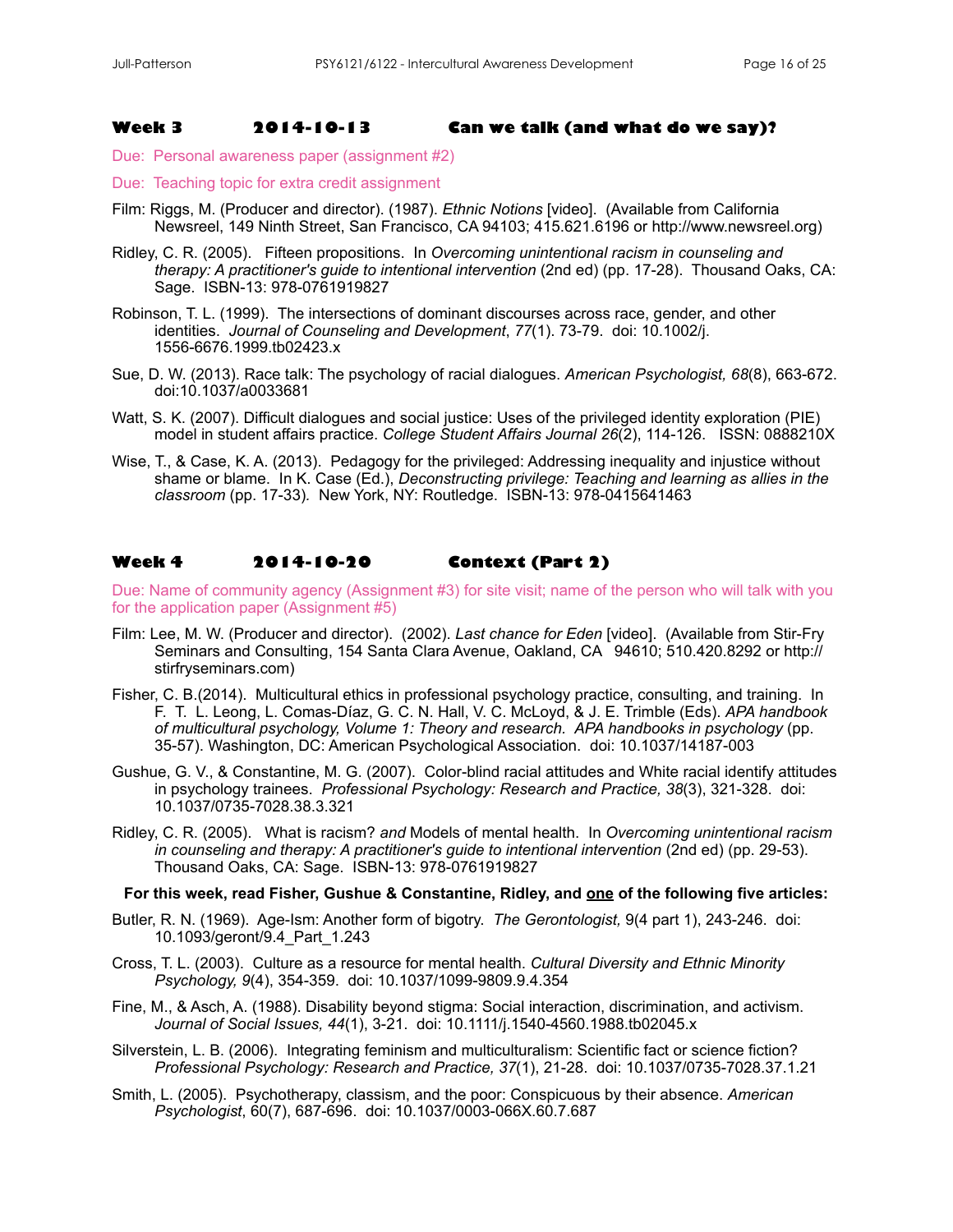### Week 3 2014-10-13 Can we talk (and what do we say)?

Due: Personal awareness paper (assignment #2)

Due: Teaching topic for extra credit assignment

Film: Riggs, M. (Producer and director). (1987). *Ethnic Notions* [video]. (Available from California Newsreel, 149 Ninth Street, San Francisco, CA 94103; 415.621.6196 or http://www.newsreel.org)

Ridley, C. R. (2005). Fifteen propositions. In *Overcoming unintentional racism in counseling and therapy: A practitioner's guide to intentional intervention* (2nd ed) (pp. 17-28). Thousand Oaks, CA: Sage. ISBN-13: 978-0761919827

Robinson, T. L. (1999). The intersections of dominant discourses across race, gender, and other identities. *Journal of Counseling and Development*, *77*(1). 73-79. doi: 10.1002/j.1556-6676.1999.tb02423.x

Sue, D. W. (2013). Race talk: The psychology of racial dialogues. *American Psychologist, 68*(8), 663-672. doi:10.1037/a0033681

Watt, S. K. (2007). Difficult dialogues and social justice: Uses of the privileged identity exploration (PIE) model in student affairs practice. *College Student Affairs Journal 26*(2), 114-126. ISSN: 0888210X

Wise, T., & Case, K. A. (2013). Pedagogy for the privileged: Addressing inequality and injustice without shame or blame. In K. Case (Ed.), *Deconstructing privilege: Teaching and learning as allies in the classroom* (pp. 17-33)*.* New York, NY: Routledge. ISBN-13: 978-0415641463

### Week 4 2014-10-20 Context (Part 2)

Due: Name of community agency (Assignment #3) for site visit; name of the person who will talk with you for the application paper (Assignment #5)

Film: Lee, M. W. (Producer and director). (2002). *Last chance for Eden* [video]. (Available from Stir-Fry Seminars and Consulting, 154 Santa Clara Avenue, Oakland, CA 94610; 510.420.8292 or http://stirfryseminars.com)

Fisher, C. B.(2014). Multicultural ethics in professional psychology practice, consulting, and training. In F. T. L. Leong, L. Comas-Díaz, G. C. N. Hall, V. C. McLoyd, & J. E. Trimble (Eds). *APA handbook of multicultural psychology, Volume 1: Theory and research. APA handbooks in psychology* (pp. 35-57). Washington, DC: American Psychological Association. doi: 10.1037/14187-003

Gushue, G. V., & Constantine, M. G. (2007). Color-blind racial attitudes and White racial identify attitudes in psychology trainees. *Professional Psychology: Research and Practice, 38*(3), 321-328. doi: 10.1037/0735-7028.38.3.321

Ridley, C. R. (2005). What is racism? *and* Models of mental health. In *Overcoming unintentional racism in counseling and therapy: A practitioner's guide to intentional intervention* (2nd ed) (pp. 29-53). Thousand Oaks, CA: Sage. ISBN-13: 978-0761919827

**For this week, read Fisher, Gushue & Constantine, Ridley, and <u>one</u> of the following five articles:**

Butler, R. N. (1969). Age-Ism: Another form of bigotry. *The Gerontologist,* 9(4 part 1), 243-246. doi: 10.1093/geront/9.4_Part_1.243

Cross, T. L. (2003). Culture as a resource for mental health. *Cultural Diversity and Ethnic Minority Psychology, 9*(4), 354-359. doi: 10.1037/1099-9809.9.4.354

Fine, M., & Asch, A. (1988). Disability beyond stigma: Social interaction, discrimination, and activism. *Journal of Social Issues, 44*(1), 3-21. doi: 10.1111/j.1540-4560.1988.tb02045.x

Silverstein, L. B. (2006). Integrating feminism and multiculturalism: Scientific fact or science fiction? *Professional Psychology: Research and Practice, 37*(1), 21-28. doi: 10.1037/0735-7028.37.1.21

Smith, L. (2005). Psychotherapy, classism, and the poor: Conspicuous by their absence. *American Psychologist*, 60(7), 687-696. doi: 10.1037/0003-066X.60.7.687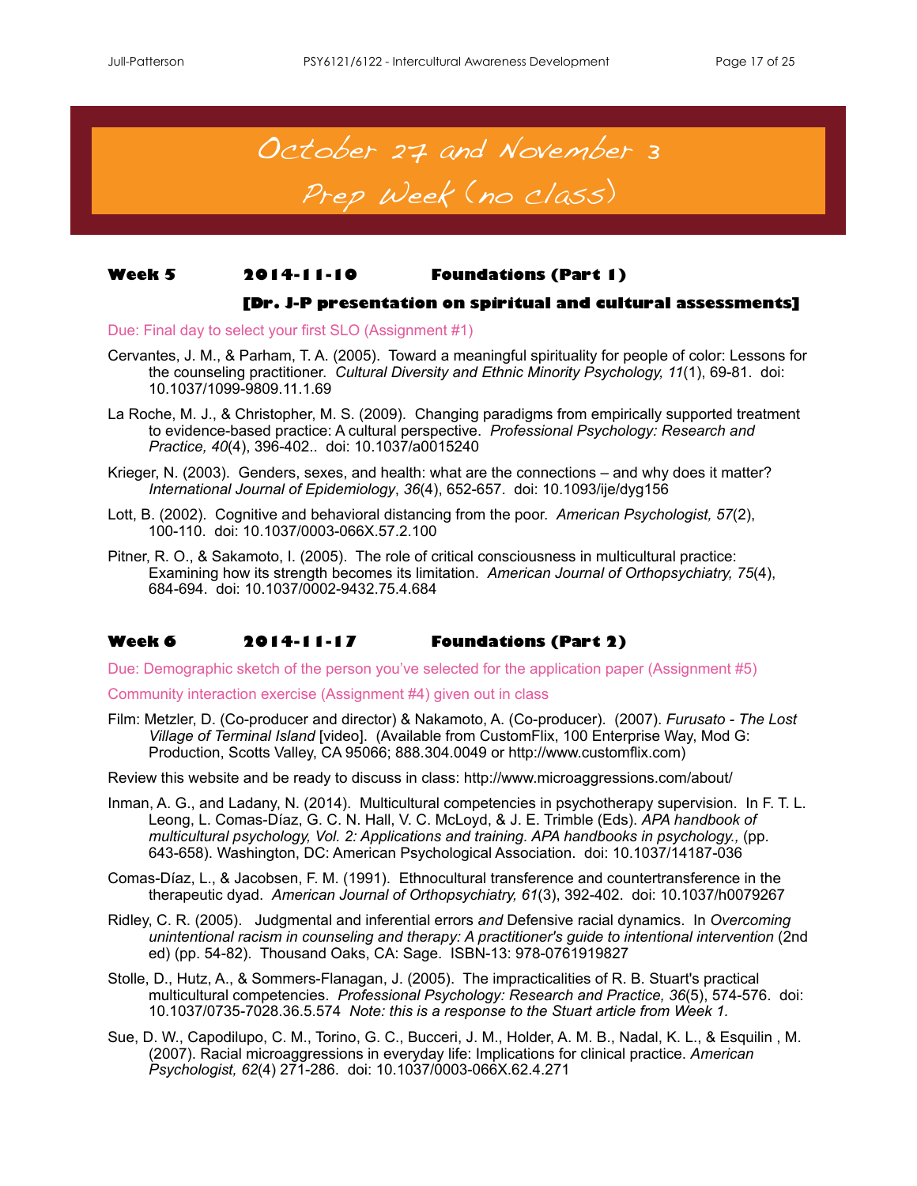# October 27 and November 3
# Prep Week (no class)

### Week 5 2014-11-10 Foundations (Part 1)

### [Dr. J-P presentation on spiritual and cultural assessments]

Due: Final day to select your first SLO (Assignment #1)

Cervantes, J. M., & Parham, T. A. (2005). Toward a meaningful spirituality for people of color: Lessons for the counseling practitioner. *Cultural Diversity and Ethnic Minority Psychology, 11*(1), 69-81. doi: 10.1037/1099-9809.11.1.69

La Roche, M. J., & Christopher, M. S. (2009). Changing paradigms from empirically supported treatment to evidence-based practice: A cultural perspective. *Professional Psychology: Research and Practice, 40*(4), 396-402.. doi: 10.1037/a0015240

Krieger, N. (2003). Genders, sexes, and health: what are the connections – and why does it matter? *International Journal of Epidemiology*, *36*(4), 652-657. doi: 10.1093/ije/dyg156

Lott, B. (2002). Cognitive and behavioral distancing from the poor. *American Psychologist, 57*(2), 100-110. doi: 10.1037/0003-066X.57.2.100

Pitner, R. O., & Sakamoto, I. (2005). The role of critical consciousness in multicultural practice: Examining how its strength becomes its limitation. *American Journal of Orthopsychiatry, 75*(4), 684-694. doi: 10.1037/0002-9432.75.4.684

### Week 6 2014-11-17 Foundations (Part 2)

Due: Demographic sketch of the person you've selected for the application paper (Assignment #5)

Community interaction exercise (Assignment #4) given out in class

Film: Metzler, D. (Co-producer and director) & Nakamoto, A. (Co-producer). (2007). *Furusato - The Lost Village of Terminal Island* [video]. (Available from CustomFlix, 100 Enterprise Way, Mod G: Production, Scotts Valley, CA 95066; 888.304.0049 or http://www.customflix.com)

Review this website and be ready to discuss in class: http://www.microaggressions.com/about/

Inman, A. G., and Ladany, N. (2014). Multicultural competencies in psychotherapy supervision. In F. T. L. Leong, L. Comas-Díaz, G. C. N. Hall, V. C. McLoyd, & J. E. Trimble (Eds). *APA handbook of multicultural psychology, Vol. 2: Applications and training. APA handbooks in psychology.,* (pp. 643-658). Washington, DC: American Psychological Association. doi: 10.1037/14187-036

Comas-Díaz, L., & Jacobsen, F. M. (1991). Ethnocultural transference and countertransference in the therapeutic dyad. *American Journal of Orthopsychiatry, 61*(3), 392-402. doi: 10.1037/h0079267

Ridley, C. R. (2005). Judgmental and inferential errors *and* Defensive racial dynamics. In *Overcoming unintentional racism in counseling and therapy: A practitioner's guide to intentional intervention* (2nd ed) (pp. 54-82). Thousand Oaks, CA: Sage. ISBN-13: 978-0761919827

Stolle, D., Hutz, A., & Sommers-Flanagan, J. (2005). The impracticalities of R. B. Stuart's practical multicultural competencies. *Professional Psychology: Research and Practice, 36*(5), 574-576. doi: 10.1037/0735-7028.36.5.574 *Note: this is a response to the Stuart article from Week 1.*

Sue, D. W., Capodilupo, C. M., Torino, G. C., Bucceri, J. M., Holder, A. M. B., Nadal, K. L., & Esquilin , M. (2007). Racial microaggressions in everyday life: Implications for clinical practice. *American Psychologist, 62*(4) 271-286. doi: 10.1037/0003-066X.62.4.271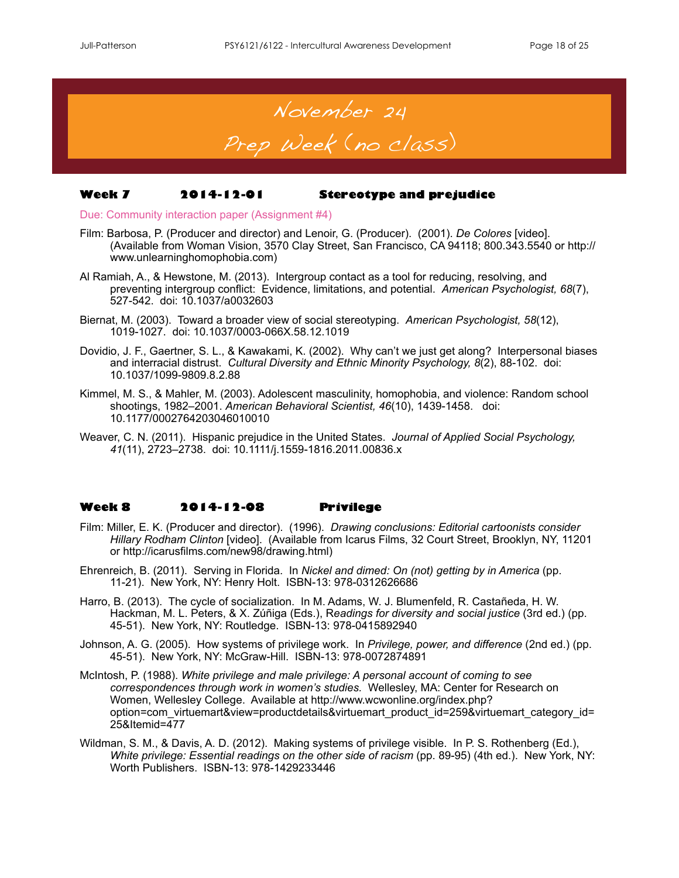# November 24
# Prep Week (no class)

### Week 7 2014-12-01 Stereotype and prejudice

Due: Community interaction paper (Assignment #4)

Film: Barbosa, P. (Producer and director) and Lenoir, G. (Producer). (2001). *De Colores* [video]. (Available from Woman Vision, 3570 Clay Street, San Francisco, CA 94118; 800.343.5540 or http://www.unlearninghomophobia.com)

Al Ramiah, A., & Hewstone, M. (2013). Intergroup contact as a tool for reducing, resolving, and preventing intergroup conflict: Evidence, limitations, and potential. *American Psychologist, 68*(7), 527-542. doi: 10.1037/a0032603

Biernat, M. (2003). Toward a broader view of social stereotyping. *American Psychologist, 58*(12), 1019-1027. doi: 10.1037/0003-066X.58.12.1019

Dovidio, J. F., Gaertner, S. L., & Kawakami, K. (2002). Why can't we just get along? Interpersonal biases and interracial distrust. *Cultural Diversity and Ethnic Minority Psychology, 8*(2), 88-102. doi: 10.1037/1099-9809.8.2.88

Kimmel, M. S., & Mahler, M. (2003). Adolescent masculinity, homophobia, and violence: Random school shootings, 1982–2001. *American Behavioral Scientist, 46*(10), 1439-1458. doi: 10.1177/0002764203046010010

Weaver, C. N. (2011). Hispanic prejudice in the United States. *Journal of Applied Social Psychology, 41*(11), 2723–2738. doi: 10.1111/j.1559-1816.2011.00836.x

### Week 8 2014-12-08 Privilege

Film: Miller, E. K. (Producer and director). (1996). *Drawing conclusions: Editorial cartoonists consider Hillary Rodham Clinton* [video]. (Available from Icarus Films, 32 Court Street, Brooklyn, NY, 11201 or http://icarusfilms.com/new98/drawing.html)

Ehrenreich, B. (2011). Serving in Florida. In *Nickel and dimed: On (not) getting by in America* (pp. 11-21). New York, NY: Henry Holt. ISBN-13: 978-0312626686

Harro, B. (2013). The cycle of socialization. In M. Adams, W. J. Blumenfeld, R. Castañeda, H. W. Hackman, M. L. Peters, & X. Zúñiga (Eds.), R*eadings for diversity and social justice* (3rd ed.) (pp. 45-51). New York, NY: Routledge. ISBN-13: 978-0415892940

Johnson, A. G. (2005). How systems of privilege work. In *Privilege, power, and difference* (2nd ed.) (pp. 45-51). New York, NY: McGraw-Hill. ISBN-13: 978-0072874891

McIntosh, P. (1988). *White privilege and male privilege: A personal account of coming to see correspondences through work in women's studies.* Wellesley, MA: Center for Research on Women, Wellesley College. Available at http://www.wcwonline.org/index.php?option=com_virtuemart&view=productdetails&virtuemart_product_id=259&virtuemart_category_id=25&Itemid=477

Wildman, S. M., & Davis, A. D. (2012). Making systems of privilege visible. In P. S. Rothenberg (Ed.), *White privilege: Essential readings on the other side of racism* (pp. 89-95) (4th ed.). New York, NY: Worth Publishers. ISBN-13: 978-1429233446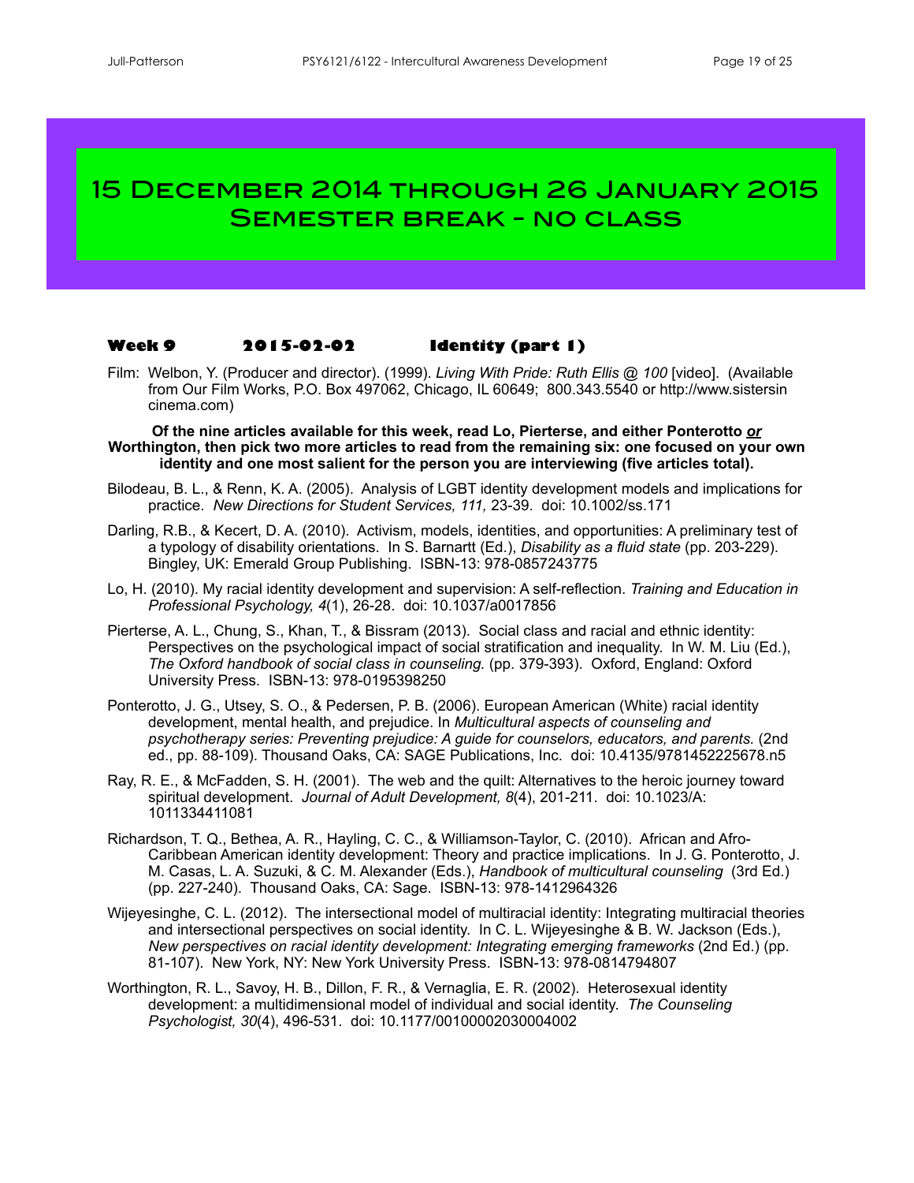# 15 December 2014 through 26 January 2015 Semester break - no class

### Week 9 2015-02-02 Identity (part 1)

Film: Welbon, Y. (Producer and director). (1999). *Living With Pride: Ruth Ellis @ 100* [video]. (Available from Our Film Works, P.O. Box 497062, Chicago, IL 60649; 800.343.5540 or http://www.sistersin cinema.com)

**Of the nine articles available for this week, read Lo, Pierterse, and either Ponterotto *or* Worthington, then pick two more articles to read from the remaining six: one focused on your own identity and one most salient for the person you are interviewing (five articles total).**

Bilodeau, B. L., & Renn, K. A. (2005). Analysis of LGBT identity development models and implications for practice. *New Directions for Student Services, 111,* 23-39. doi: 10.1002/ss.171

Darling, R.B., & Kecert, D. A. (2010). Activism, models, identities, and opportunities: A preliminary test of a typology of disability orientations. In S. Barnartt (Ed.), *Disability as a fluid state* (pp. 203-229). Bingley, UK: Emerald Group Publishing. ISBN-13: 978-0857243775

Lo, H. (2010). My racial identity development and supervision: A self-reflection. *Training and Education in Professional Psychology, 4*(1), 26-28. doi: 10.1037/a0017856

Pierterse, A. L., Chung, S., Khan, T., & Bissram (2013). Social class and racial and ethnic identity: Perspectives on the psychological impact of social stratification and inequality. In W. M. Liu (Ed.), *The Oxford handbook of social class in counseling.* (pp. 379-393). Oxford, England: Oxford University Press. ISBN-13: 978-0195398250

Ponterotto, J. G., Utsey, S. O., & Pedersen, P. B. (2006). European American (White) racial identity development, mental health, and prejudice. In *Multicultural aspects of counseling and psychotherapy series: Preventing prejudice: A guide for counselors, educators, and parents.* (2nd ed., pp. 88-109). Thousand Oaks, CA: SAGE Publications, Inc. doi: 10.4135/9781452225678.n5

Ray, R. E., & McFadden, S. H. (2001). The web and the quilt: Alternatives to the heroic journey toward spiritual development. *Journal of Adult Development, 8*(4), 201-211. doi: 10.1023/A: 1011334411081

Richardson, T. Q., Bethea, A. R., Hayling, C. C., & Williamson-Taylor, C. (2010). African and Afro-Caribbean American identity development: Theory and practice implications. In J. G. Ponterotto, J. M. Casas, L. A. Suzuki, & C. M. Alexander (Eds.), *Handbook of multicultural counseling* (3rd Ed.) (pp. 227-240). Thousand Oaks, CA: Sage. ISBN-13: 978-1412964326

Wijeyesinghe, C. L. (2012). The intersectional model of multiracial identity: Integrating multiracial theories and intersectional perspectives on social identity. In C. L. Wijeyesinghe & B. W. Jackson (Eds.), *New perspectives on racial identity development: Integrating emerging frameworks* (2nd Ed.) (pp. 81-107). New York, NY: New York University Press. ISBN-13: 978-0814794807

Worthington, R. L., Savoy, H. B., Dillon, F. R., & Vernaglia, E. R. (2002). Heterosexual identity development: a multidimensional model of individual and social identity. *The Counseling Psychologist, 30*(4), 496-531. doi: 10.1177/00100002030004002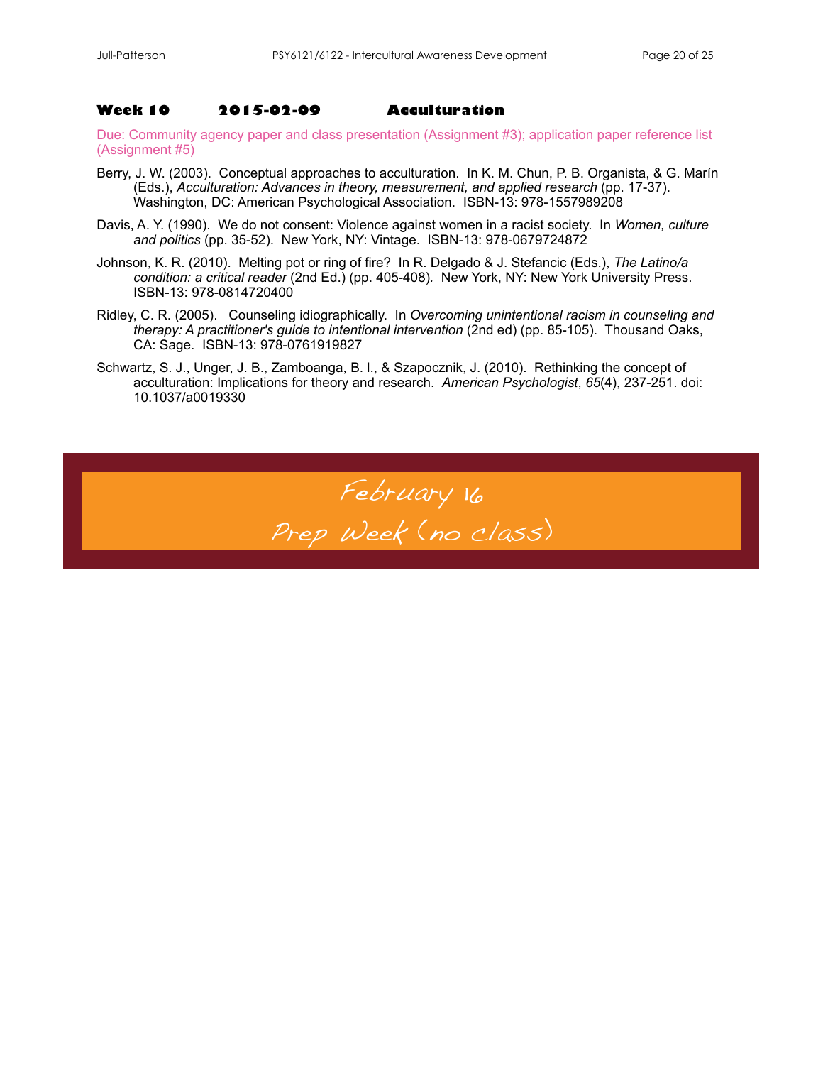### Week 10 2015-02-09 Acculturation

Due: Community agency paper and class presentation (Assignment #3); application paper reference list (Assignment #5)

Berry, J. W. (2003). Conceptual approaches to acculturation. In K. M. Chun, P. B. Organista, & G. Marín (Eds.), *Acculturation: Advances in theory, measurement, and applied research* (pp. 17-37). Washington, DC: American Psychological Association. ISBN-13: 978-1557989208

Davis, A. Y. (1990). We do not consent: Violence against women in a racist society. In *Women, culture and politics* (pp. 35-52). New York, NY: Vintage. ISBN-13: 978-0679724872

Johnson, K. R. (2010). Melting pot or ring of fire? In R. Delgado & J. Stefancic (Eds.), *The Latino/a condition: a critical reader* (2nd Ed.) (pp. 405-408). New York, NY: New York University Press. ISBN-13: 978-0814720400

Ridley, C. R. (2005). Counseling idiographically. In *Overcoming unintentional racism in counseling and therapy: A practitioner's guide to intentional intervention* (2nd ed) (pp. 85-105). Thousand Oaks, CA: Sage. ISBN-13: 978-0761919827

Schwartz, S. J., Unger, J. B., Zamboanga, B. I., & Szapocznik, J. (2010). Rethinking the concept of acculturation: Implications for theory and research. *American Psychologist*, *65*(4), 237-251. doi: 10.1037/a0019330

February 16

Prep Week (no class)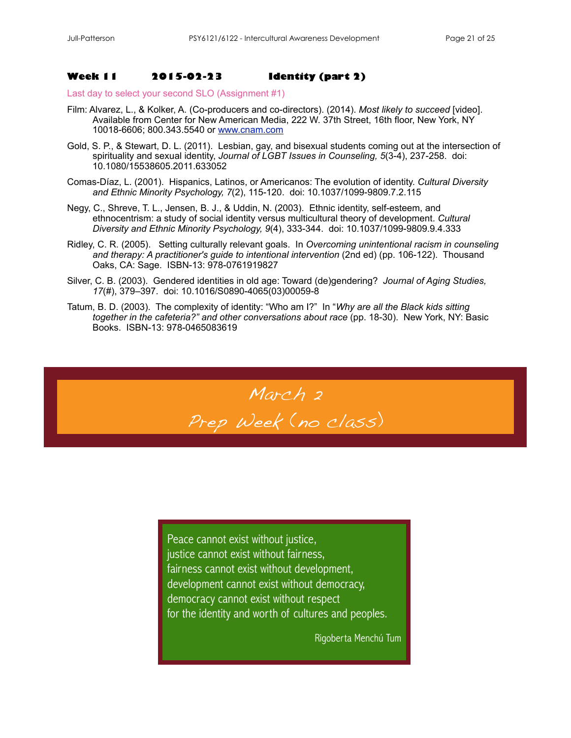### Week 11 2015-02-23 Identity (part 2)

Last day to select your second SLO (Assignment #1)

Film: Alvarez, L., & Kolker, A. (Co-producers and co-directors). (2014). *Most likely to succeed* [video]. Available from Center for New American Media, 222 W. 37th Street, 16th floor, New York, NY 10018-6606; 800.343.5540 or www.cnam.com

Gold, S. P., & Stewart, D. L. (2011). Lesbian, gay, and bisexual students coming out at the intersection of spirituality and sexual identity, *Journal of LGBT Issues in Counseling, 5*(3-4), 237-258. doi: 10.1080/15538605.2011.633052

Comas-Díaz, L. (2001). Hispanics, Latinos, or Americanos: The evolution of identity. *Cultural Diversity and Ethnic Minority Psychology, 7*(2), 115-120. doi: 10.1037/1099-9809.7.2.115

Negy, C., Shreve, T. L., Jensen, B. J., & Uddin, N. (2003). Ethnic identity, self-esteem, and ethnocentrism: a study of social identity versus multicultural theory of development. *Cultural Diversity and Ethnic Minority Psychology, 9*(4), 333-344. doi: 10.1037/1099-9809.9.4.333

Ridley, C. R. (2005). Setting culturally relevant goals. In *Overcoming unintentional racism in counseling and therapy: A practitioner's guide to intentional intervention* (2nd ed) (pp. 106-122). Thousand Oaks, CA: Sage. ISBN-13: 978-0761919827

Silver, C. B. (2003). Gendered identities in old age: Toward (de)gendering? *Journal of Aging Studies, 17*(#), 379–397. doi: 10.1016/S0890-4065(03)00059-8

Tatum, B. D. (2003). The complexity of identity: "Who am I?" In "*Why are all the Black kids sitting together in the cafeteria?" and other conversations about race* (pp. 18-30). New York, NY: Basic Books. ISBN-13: 978-0465083619

March 2
Prep Week (no class)

Peace cannot exist without justice,
justice cannot exist without fairness,
fairness cannot exist without development,
development cannot exist without democracy,
democracy cannot exist without respect
for the identity and worth of cultures and peoples.

Rigoberta Menchú Tum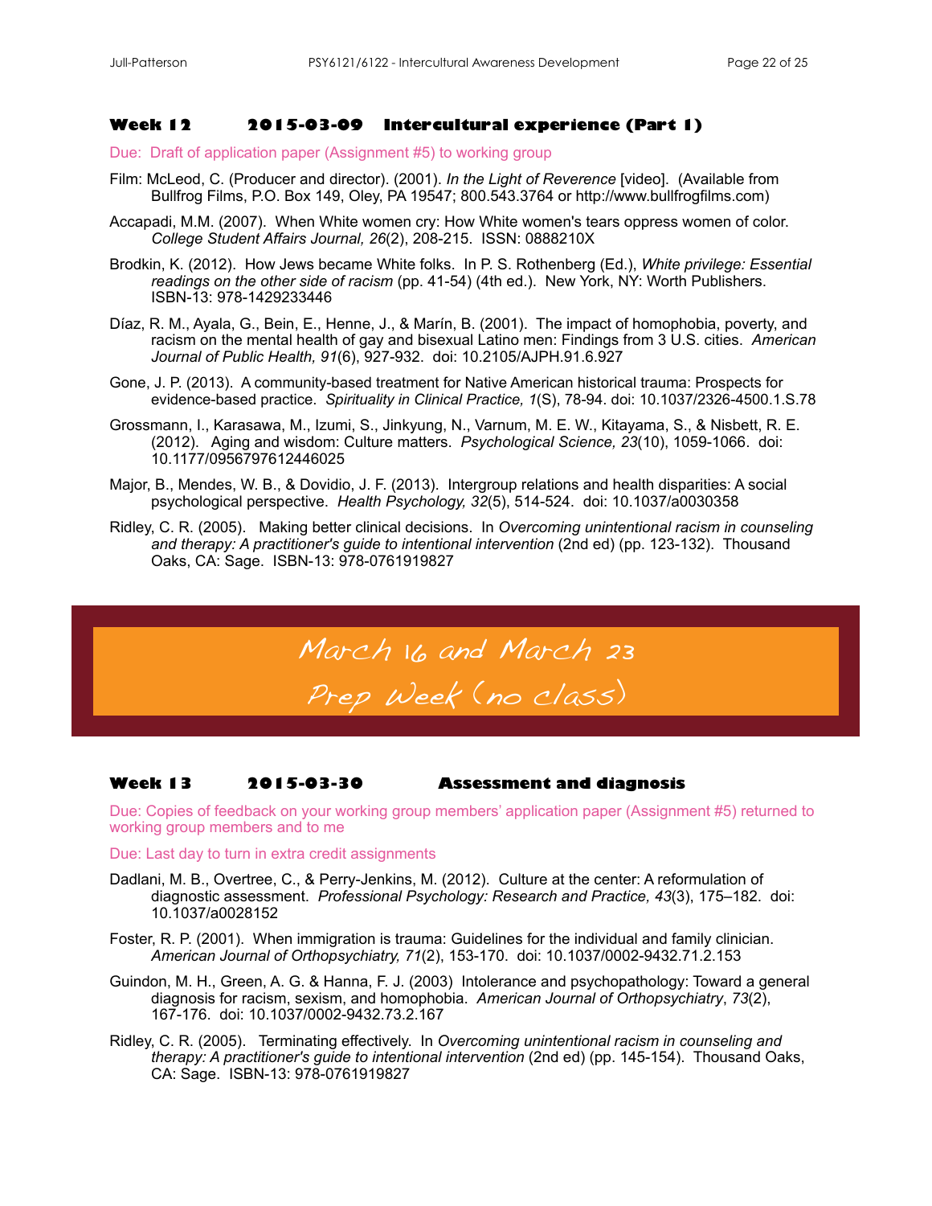### Week 12 2015-03-09 Intercultural experience (Part 1)

Due: Draft of application paper (Assignment #5) to working group

Film: McLeod, C. (Producer and director). (2001). *In the Light of Reverence* [video]. (Available from Bullfrog Films, P.O. Box 149, Oley, PA 19547; 800.543.3764 or http://www.bullfrogfilms.com)

Accapadi, M.M. (2007). When White women cry: How White women's tears oppress women of color. *College Student Affairs Journal, 26*(2), 208-215. ISSN: 0888210X

Brodkin, K. (2012). How Jews became White folks. In P. S. Rothenberg (Ed.), *White privilege: Essential readings on the other side of racism* (pp. 41-54) (4th ed.). New York, NY: Worth Publishers. ISBN-13: 978-1429233446

Díaz, R. M., Ayala, G., Bein, E., Henne, J., & Marín, B. (2001). The impact of homophobia, poverty, and racism on the mental health of gay and bisexual Latino men: Findings from 3 U.S. cities. *American Journal of Public Health, 91*(6), 927-932. doi: 10.2105/AJPH.91.6.927

Gone, J. P. (2013). A community-based treatment for Native American historical trauma: Prospects for evidence-based practice. *Spirituality in Clinical Practice, 1*(S), 78-94. doi: 10.1037/2326-4500.1.S.78

Grossmann, I., Karasawa, M., Izumi, S., Jinkyung, N., Varnum, M. E. W., Kitayama, S., & Nisbett, R. E. (2012). Aging and wisdom: Culture matters. *Psychological Science, 23*(10), 1059-1066. doi: 10.1177/0956797612446025

Major, B., Mendes, W. B., & Dovidio, J. F. (2013). Intergroup relations and health disparities: A social psychological perspective. *Health Psychology, 32*(5), 514-524. doi: 10.1037/a0030358

Ridley, C. R. (2005). Making better clinical decisions. In *Overcoming unintentional racism in counseling and therapy: A practitioner's guide to intentional intervention* (2nd ed) (pp. 123-132). Thousand Oaks, CA: Sage. ISBN-13: 978-0761919827

**March 16 and March 23**
**Prep Week (no class)**

### Week 13 2015-03-30 Assessment and diagnosis

Due: Copies of feedback on your working group members' application paper (Assignment #5) returned to working group members and to me

Due: Last day to turn in extra credit assignments

Dadlani, M. B., Overtree, C., & Perry-Jenkins, M. (2012). Culture at the center: A reformulation of diagnostic assessment. *Professional Psychology: Research and Practice, 43*(3), 175–182. doi: 10.1037/a0028152

Foster, R. P. (2001). When immigration is trauma: Guidelines for the individual and family clinician. *American Journal of Orthopsychiatry, 71*(2), 153-170. doi: 10.1037/0002-9432.71.2.153

Guindon, M. H., Green, A. G. & Hanna, F. J. (2003) Intolerance and psychopathology: Toward a general diagnosis for racism, sexism, and homophobia. *American Journal of Orthopsychiatry*, *73*(2), 167-176. doi: 10.1037/0002-9432.73.2.167

Ridley, C. R. (2005). Terminating effectively. In *Overcoming unintentional racism in counseling and therapy: A practitioner's guide to intentional intervention* (2nd ed) (pp. 145-154). Thousand Oaks, CA: Sage. ISBN-13: 978-0761919827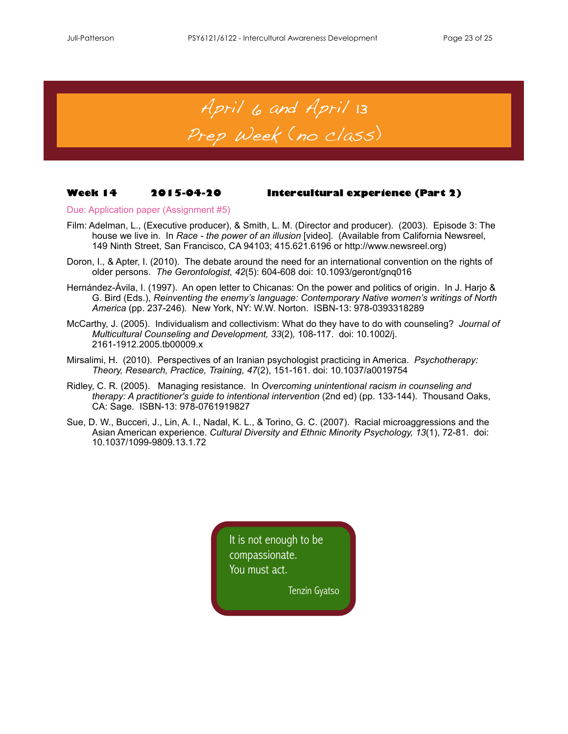# April 6 and April 13
# Prep Week (no class)

### Week 14 2015-04-20 Intercultural experience (Part 2)

Due: Application paper (Assignment #5)

Film: Adelman, L., (Executive producer), & Smith, L. M. (Director and producer). (2003). Episode 3: The house we live in. In *Race - the power of an illusion* [video]. (Available from California Newsreel, 149 Ninth Street, San Francisco, CA 94103; 415.621.6196 or http://www.newsreel.org)

Doron, I., & Apter, I. (2010). The debate around the need for an international convention on the rights of older persons. *The Gerontologist, 42*(5): 604-608 doi: 10.1093/geront/gnq016

Hernández-Ávila, I. (1997). An open letter to Chicanas: On the power and politics of origin. In J. Harjo & G. Bird (Eds.), *Reinventing the enemy's language: Contemporary Native women's writings of North America* (pp. 237-246). New York, NY: W.W. Norton. ISBN-13: 978-0393318289

McCarthy, J. (2005). Individualism and collectivism: What do they have to do with counseling? *Journal of Multicultural Counseling and Development, 33*(2), 108-117. doi: 10.1002/j.2161-1912.2005.tb00009.x

Mirsalimi, H. (2010). Perspectives of an Iranian psychologist practicing in America. *Psychotherapy: Theory, Research, Practice, Training, 47*(2), 151-161. doi: 10.1037/a0019754

Ridley, C. R. (2005). Managing resistance. In *Overcoming unintentional racism in counseling and therapy: A practitioner's guide to intentional intervention* (2nd ed) (pp. 133-144). Thousand Oaks, CA: Sage. ISBN-13: 978-0761919827

Sue, D. W., Bucceri, J., Lin, A. I., Nadal, K. L., & Torino, G. C. (2007). Racial microaggressions and the Asian American experience. *Cultural Diversity and Ethnic Minority Psychology, 13*(1), 72-81. doi: 10.1037/1099-9809.13.1.72

> It is not enough to be compassionate.
> You must act.
>
> Tenzin Gyatso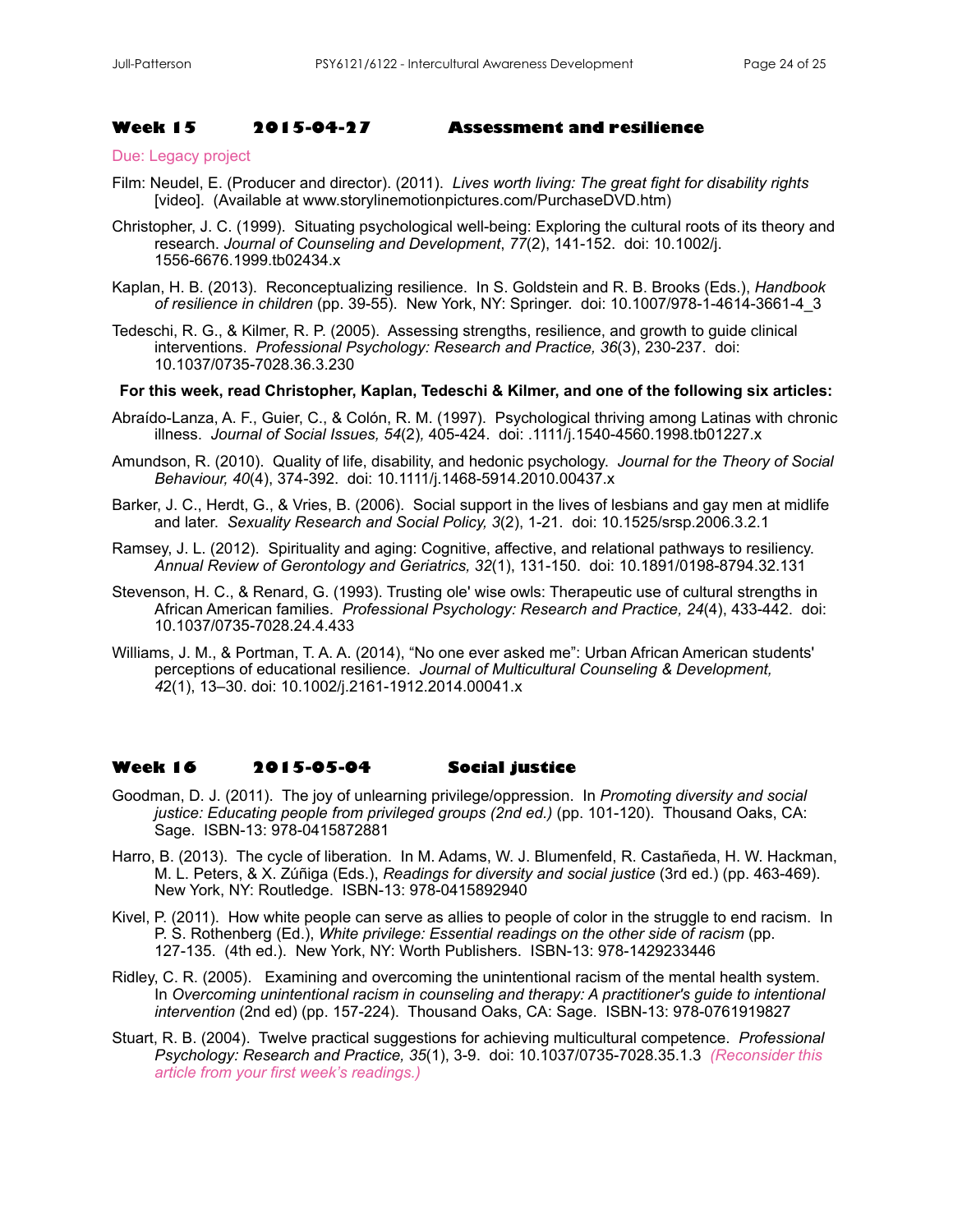## Week 15 2015-04-27 Assessment and resilience

Due: Legacy project

Film: Neudel, E. (Producer and director). (2011). *Lives worth living: The great fight for disability rights* [video]. (Available at www.storylinemotionpictures.com/PurchaseDVD.htm)

Christopher, J. C. (1999). Situating psychological well-being: Exploring the cultural roots of its theory and research. *Journal of Counseling and Development*, *77*(2), 141-152. doi: 10.1002/j.1556-6676.1999.tb02434.x

Kaplan, H. B. (2013). Reconceptualizing resilience. In S. Goldstein and R. B. Brooks (Eds.), *Handbook of resilience in children* (pp. 39-55). New York, NY: Springer. doi: 10.1007/978-1-4614-3661-4_3

Tedeschi, R. G., & Kilmer, R. P. (2005). Assessing strengths, resilience, and growth to guide clinical interventions. *Professional Psychology: Research and Practice, 36*(3), 230-237. doi: 10.1037/0735-7028.36.3.230

**For this week, read Christopher, Kaplan, Tedeschi & Kilmer, and one of the following six articles:**

Abraído-Lanza, A. F., Guier, C., & Colón, R. M. (1997). Psychological thriving among Latinas with chronic illness. *Journal of Social Issues, 54*(2)*,* 405-424. doi: .1111/j.1540-4560.1998.tb01227.x

Amundson, R. (2010). Quality of life, disability, and hedonic psychology. *Journal for the Theory of Social Behaviour, 40*(4), 374-392. doi: 10.1111/j.1468-5914.2010.00437.x

Barker, J. C., Herdt, G., & Vries, B. (2006). Social support in the lives of lesbians and gay men at midlife and later. *Sexuality Research and Social Policy, 3*(2), 1-21. doi: 10.1525/srsp.2006.3.2.1

Ramsey, J. L. (2012). Spirituality and aging: Cognitive, affective, and relational pathways to resiliency. *Annual Review of Gerontology and Geriatrics, 32*(1), 131-150. doi: 10.1891/0198-8794.32.131

Stevenson, H. C., & Renard, G. (1993). Trusting ole' wise owls: Therapeutic use of cultural strengths in African American families. *Professional Psychology: Research and Practice, 24*(4), 433-442. doi: 10.1037/0735-7028.24.4.433

Williams, J. M., & Portman, T. A. A. (2014), "No one ever asked me": Urban African American students' perceptions of educational resilience. *Journal of Multicultural Counseling & Development, 42*(1), 13–30. doi: 10.1002/j.2161-1912.2014.00041.x

## Week 16 2015-05-04 Social justice

Goodman, D. J. (2011). The joy of unlearning privilege/oppression. In *Promoting diversity and social justice: Educating people from privileged groups (2nd ed.)* (pp. 101-120). Thousand Oaks, CA: Sage. ISBN-13: 978-0415872881

Harro, B. (2013). The cycle of liberation. In M. Adams, W. J. Blumenfeld, R. Castañeda, H. W. Hackman, M. L. Peters, & X. Zúñiga (Eds.), *Readings for diversity and social justice* (3rd ed.) (pp. 463-469). New York, NY: Routledge. ISBN-13: 978-0415892940

Kivel, P. (2011). How white people can serve as allies to people of color in the struggle to end racism. In P. S. Rothenberg (Ed.), *White privilege: Essential readings on the other side of racism* (pp. 127-135. (4th ed.). New York, NY: Worth Publishers. ISBN-13: 978-1429233446

Ridley, C. R. (2005). Examining and overcoming the unintentional racism of the mental health system. In *Overcoming unintentional racism in counseling and therapy: A practitioner's guide to intentional intervention* (2nd ed) (pp. 157-224). Thousand Oaks, CA: Sage. ISBN-13: 978-0761919827

Stuart, R. B. (2004). Twelve practical suggestions for achieving multicultural competence. *Professional Psychology: Research and Practice, 35*(1), 3-9. doi: 10.1037/0735-7028.35.1.3 *(Reconsider this article from your first week's readings.)*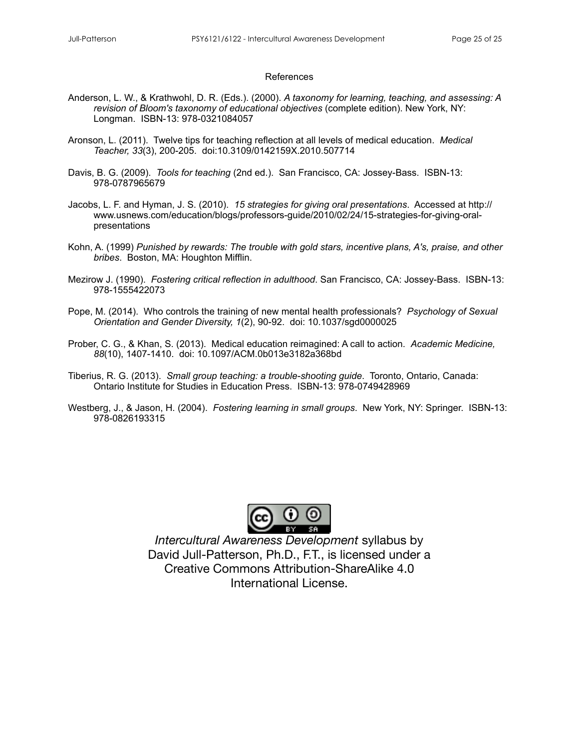## References

Anderson, L. W., & Krathwohl, D. R. (Eds.). (2000). *A taxonomy for learning, teaching, and assessing: A revision of Bloom's taxonomy of educational objectives* (complete edition). New York, NY: Longman. ISBN-13: 978-0321084057

Aronson, L. (2011). Twelve tips for teaching reflection at all levels of medical education. *Medical Teacher, 33*(3), 200-205. doi:10.3109/0142159X.2010.507714

Davis, B. G. (2009). *Tools for teaching* (2nd ed.). San Francisco, CA: Jossey-Bass. ISBN-13: 978-0787965679

Jacobs, L. F. and Hyman, J. S. (2010). *15 strategies for giving oral presentations*. Accessed at http://www.usnews.com/education/blogs/professors-guide/2010/02/24/15-strategies-for-giving-oral-presentations

Kohn, A. (1999) *Punished by rewards: The trouble with gold stars, incentive plans, A's, praise, and other bribes*. Boston, MA: Houghton Mifflin.

Mezirow J. (1990). *Fostering critical reflection in adulthood*. San Francisco, CA: Jossey-Bass. ISBN-13: 978-1555422073

Pope, M. (2014). Who controls the training of new mental health professionals? *Psychology of Sexual Orientation and Gender Diversity, 1*(2), 90-92. doi: 10.1037/sgd0000025

Prober, C. G., & Khan, S. (2013). Medical education reimagined: A call to action. *Academic Medicine, 88*(10), 1407-1410. doi: 10.1097/ACM.0b013e3182a368bd

Tiberius, R. G. (2013). *Small group teaching: a trouble-shooting guide*. Toronto, Ontario, Canada: Ontario Institute for Studies in Education Press. ISBN-13: 978-0749428969

Westberg, J., & Jason, H. (2004). *Fostering learning in small groups*. New York, NY: Springer. ISBN-13: 978-0826193315

*Intercultural Awareness Development* syllabus by David Jull-Patterson, Ph.D., F.T., is licensed under a Creative Commons Attribution-ShareAlike 4.0 International License.